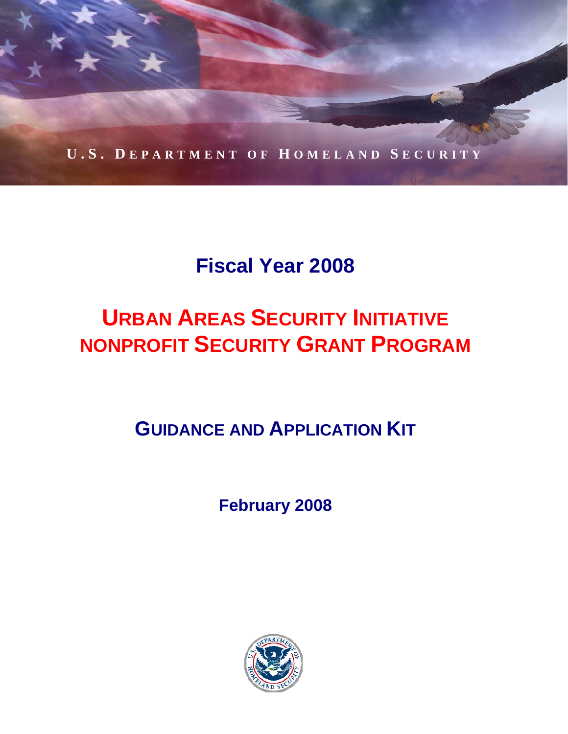U.S. DEPARTMENT OF HOMELAND SECURITY

# Fiscal Year 2008

# URBAN AREAS SECURITY INITIATIVE NONPROFIT SECURITY GRANT PROGRAM

## GUIDANCE AND APPLICATION KIT

**February 2008**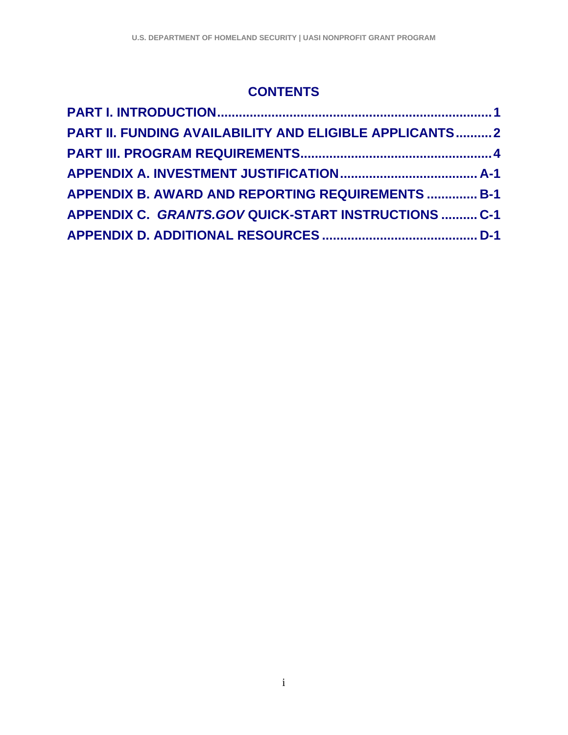# CONTENTS

**PART I. INTRODUCTION......................................................................1**

**PART II. FUNDING AVAILABILITY AND ELIGIBLE APPLICANTS..........2**

**PART III. PROGRAM REQUIREMENTS....................................................4**

**APPENDIX A. INVESTMENT JUSTIFICATION.................................... A-1**

**APPENDIX B. AWARD AND REPORTING REQUIREMENTS .............. B-1**

**APPENDIX C. *GRANTS.GOV* QUICK-START INSTRUCTIONS .......... C-1**

**APPENDIX D. ADDITIONAL RESOURCES ........................................... D-1**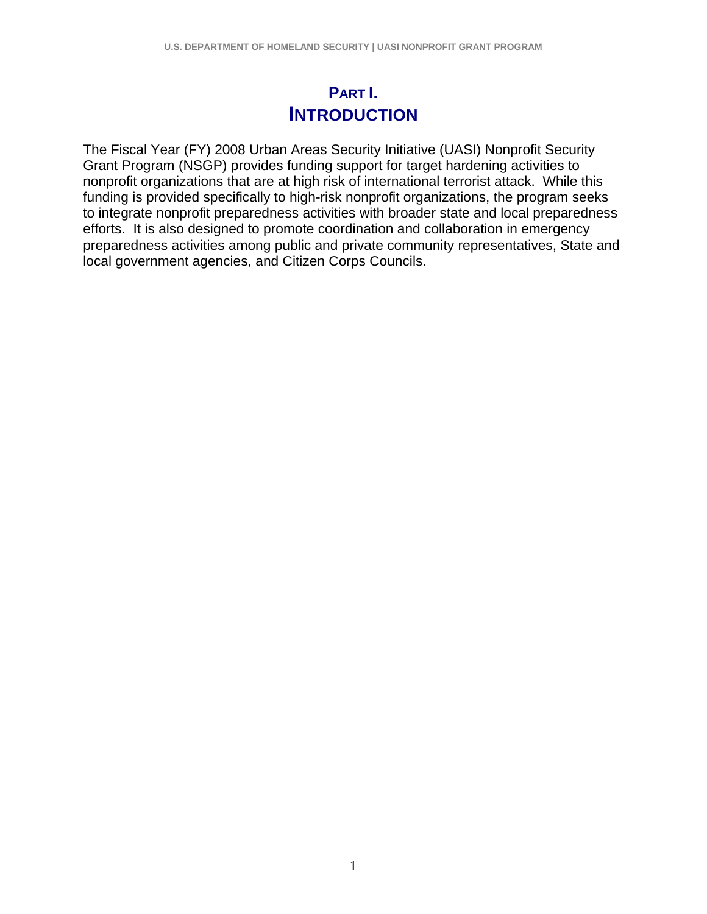# PART I.
# INTRODUCTION

The Fiscal Year (FY) 2008 Urban Areas Security Initiative (UASI) Nonprofit Security Grant Program (NSGP) provides funding support for target hardening activities to nonprofit organizations that are at high risk of international terrorist attack. While this funding is provided specifically to high-risk nonprofit organizations, the program seeks to integrate nonprofit preparedness activities with broader state and local preparedness efforts. It is also designed to promote coordination and collaboration in emergency preparedness activities among public and private community representatives, State and local government agencies, and Citizen Corps Councils.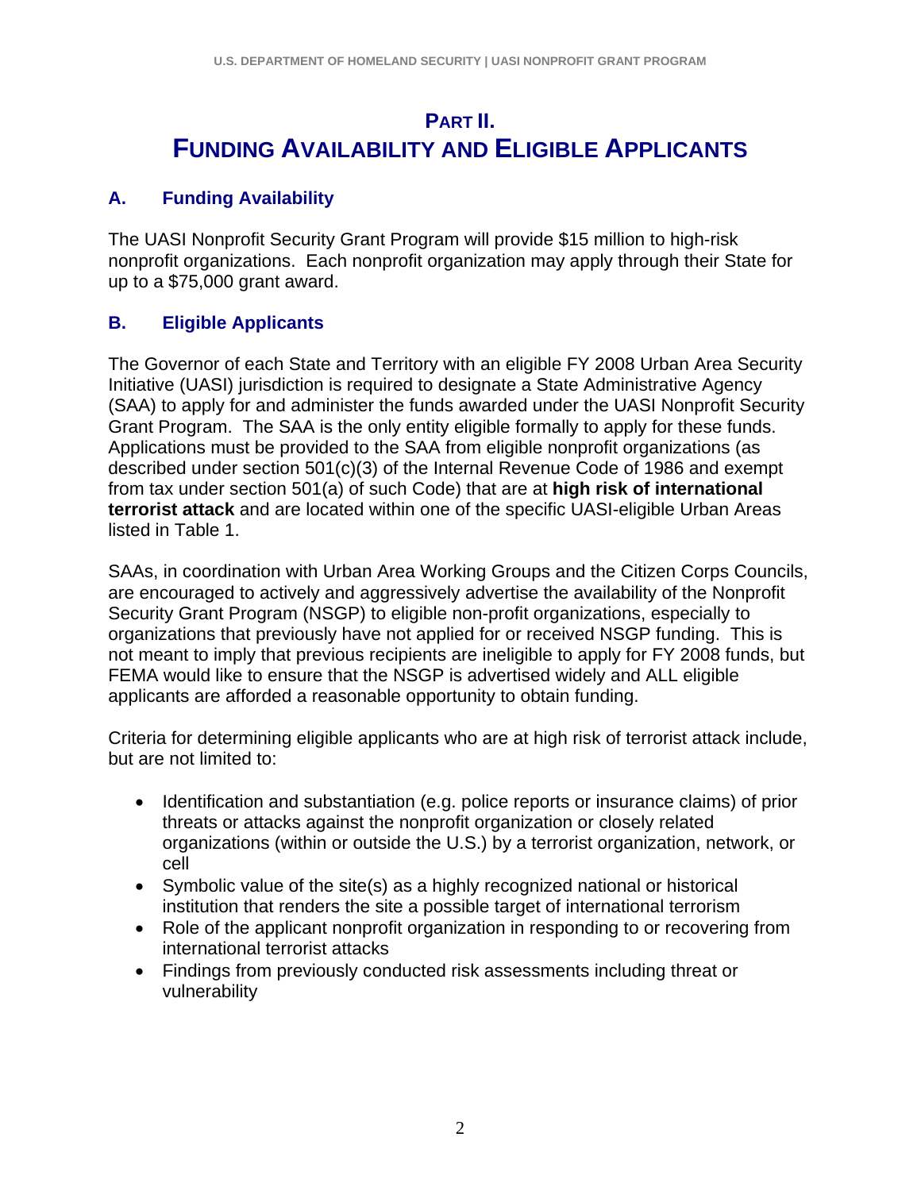# Part II. Funding Availability and Eligible Applicants

## A. Funding Availability

The UASI Nonprofit Security Grant Program will provide $15 million to high-risk nonprofit organizations. Each nonprofit organization may apply through their State for up to a $75,000 grant award.

## B. Eligible Applicants

The Governor of each State and Territory with an eligible FY 2008 Urban Area Security Initiative (UASI) jurisdiction is required to designate a State Administrative Agency (SAA) to apply for and administer the funds awarded under the UASI Nonprofit Security Grant Program. The SAA is the only entity eligible formally to apply for these funds. Applications must be provided to the SAA from eligible nonprofit organizations (as described under section 501(c)(3) of the Internal Revenue Code of 1986 and exempt from tax under section 501(a) of such Code) that are at **high risk of international terrorist attack** and are located within one of the specific UASI-eligible Urban Areas listed in Table 1.

SAAs, in coordination with Urban Area Working Groups and the Citizen Corps Councils, are encouraged to actively and aggressively advertise the availability of the Nonprofit Security Grant Program (NSGP) to eligible non-profit organizations, especially to organizations that previously have not applied for or received NSGP funding. This is not meant to imply that previous recipients are ineligible to apply for FY 2008 funds, but FEMA would like to ensure that the NSGP is advertised widely and ALL eligible applicants are afforded a reasonable opportunity to obtain funding.

Criteria for determining eligible applicants who are at high risk of terrorist attack include, but are not limited to:

- Identification and substantiation (e.g. police reports or insurance claims) of prior threats or attacks against the nonprofit organization or closely related organizations (within or outside the U.S.) by a terrorist organization, network, or cell
- Symbolic value of the site(s) as a highly recognized national or historical institution that renders the site a possible target of international terrorism
- Role of the applicant nonprofit organization in responding to or recovering from international terrorist attacks
- Findings from previously conducted risk assessments including threat or vulnerability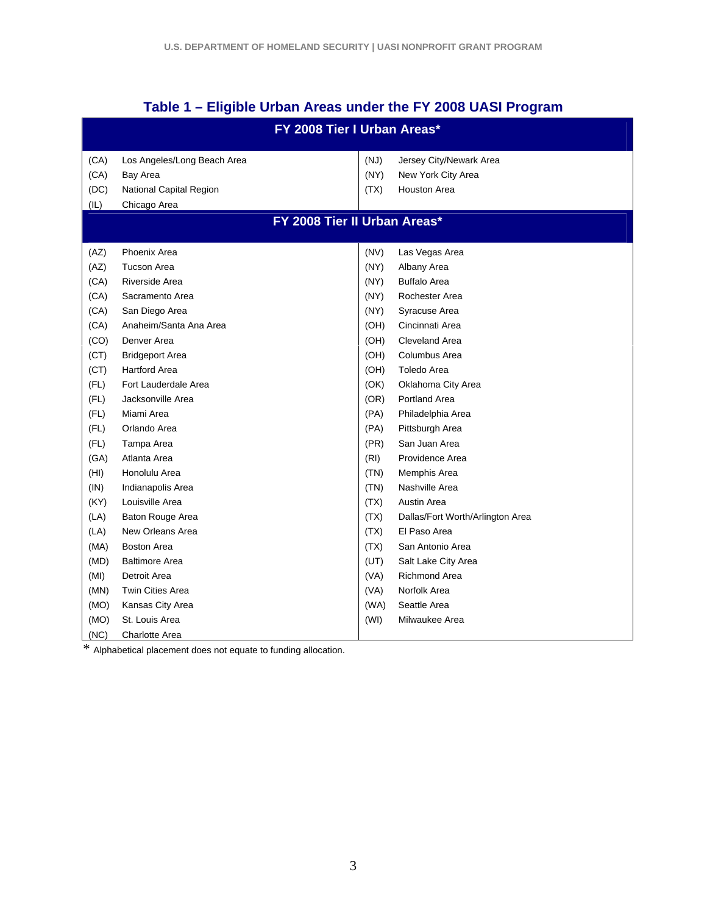## Table 1 – Eligible Urban Areas under the FY 2008 UASI Program

| FY 2008 Tier I Urban Areas* | | | |
|---|---|---|---|
| (CA) | Los Angeles/Long Beach Area | (NJ) | Jersey City/Newark Area |
| (CA) | Bay Area | (NY) | New York City Area |
| (DC) | National Capital Region | (TX) | Houston Area |
| (IL) | Chicago Area | | |
| **FY 2008 Tier II Urban Areas*** | | | |
| (AZ) | Phoenix Area | (NV) | Las Vegas Area |
| (AZ) | Tucson Area | (NY) | Albany Area |
| (CA) | Riverside Area | (NY) | Buffalo Area |
| (CA) | Sacramento Area | (NY) | Rochester Area |
| (CA) | San Diego Area | (NY) | Syracuse Area |
| (CA) | Anaheim/Santa Ana Area | (OH) | Cincinnati Area |
| (CO) | Denver Area | (OH) | Cleveland Area |
| (CT) | Bridgeport Area | (OH) | Columbus Area |
| (CT) | Hartford Area | (OH) | Toledo Area |
| (FL) | Fort Lauderdale Area | (OK) | Oklahoma City Area |
| (FL) | Jacksonville Area | (OR) | Portland Area |
| (FL) | Miami Area | (PA) | Philadelphia Area |
| (FL) | Orlando Area | (PA) | Pittsburgh Area |
| (FL) | Tampa Area | (PR) | San Juan Area |
| (GA) | Atlanta Area | (RI) | Providence Area |
| (HI) | Honolulu Area | (TN) | Memphis Area |
| (IN) | Indianapolis Area | (TN) | Nashville Area |
| (KY) | Louisville Area | (TX) | Austin Area |
| (LA) | Baton Rouge Area | (TX) | Dallas/Fort Worth/Arlington Area |
| (LA) | New Orleans Area | (TX) | El Paso Area |
| (MA) | Boston Area | (TX) | San Antonio Area |
| (MD) | Baltimore Area | (UT) | Salt Lake City Area |
| (MI) | Detroit Area | (VA) | Richmond Area |
| (MN) | Twin Cities Area | (VA) | Norfolk Area |
| (MO) | Kansas City Area | (WA) | Seattle Area |
| (MO) | St. Louis Area | (WI) | Milwaukee Area |
| (NC) | Charlotte Area | | |

* Alphabetical placement does not equate to funding allocation.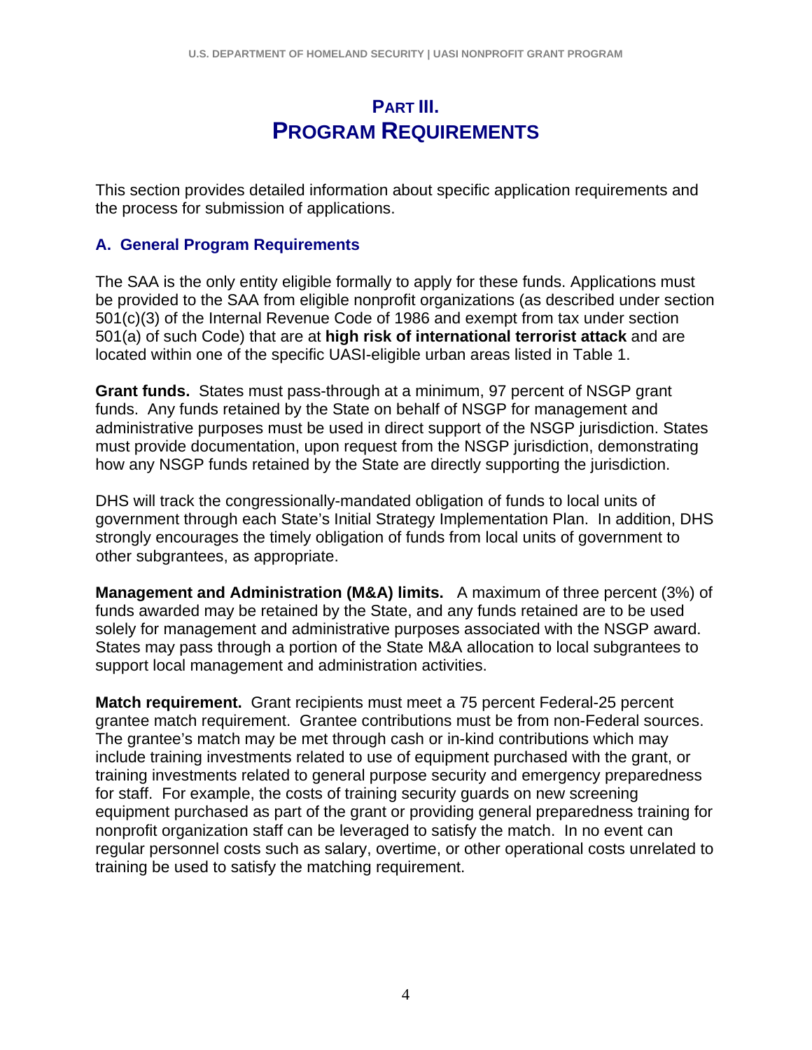# PART III. PROGRAM REQUIREMENTS

This section provides detailed information about specific application requirements and the process for submission of applications.

## A. General Program Requirements

The SAA is the only entity eligible formally to apply for these funds. Applications must be provided to the SAA from eligible nonprofit organizations (as described under section 501(c)(3) of the Internal Revenue Code of 1986 and exempt from tax under section 501(a) of such Code) that are at **high risk of international terrorist attack** and are located within one of the specific UASI-eligible urban areas listed in Table 1.

**Grant funds.** States must pass-through at a minimum, 97 percent of NSGP grant funds. Any funds retained by the State on behalf of NSGP for management and administrative purposes must be used in direct support of the NSGP jurisdiction. States must provide documentation, upon request from the NSGP jurisdiction, demonstrating how any NSGP funds retained by the State are directly supporting the jurisdiction.

DHS will track the congressionally-mandated obligation of funds to local units of government through each State's Initial Strategy Implementation Plan. In addition, DHS strongly encourages the timely obligation of funds from local units of government to other subgrantees, as appropriate.

**Management and Administration (M&A) limits.** A maximum of three percent (3%) of funds awarded may be retained by the State, and any funds retained are to be used solely for management and administrative purposes associated with the NSGP award. States may pass through a portion of the State M&A allocation to local subgrantees to support local management and administration activities.

**Match requirement.** Grant recipients must meet a 75 percent Federal-25 percent grantee match requirement. Grantee contributions must be from non-Federal sources. The grantee's match may be met through cash or in-kind contributions which may include training investments related to use of equipment purchased with the grant, or training investments related to general purpose security and emergency preparedness for staff. For example, the costs of training security guards on new screening equipment purchased as part of the grant or providing general preparedness training for nonprofit organization staff can be leveraged to satisfy the match. In no event can regular personnel costs such as salary, overtime, or other operational costs unrelated to training be used to satisfy the matching requirement.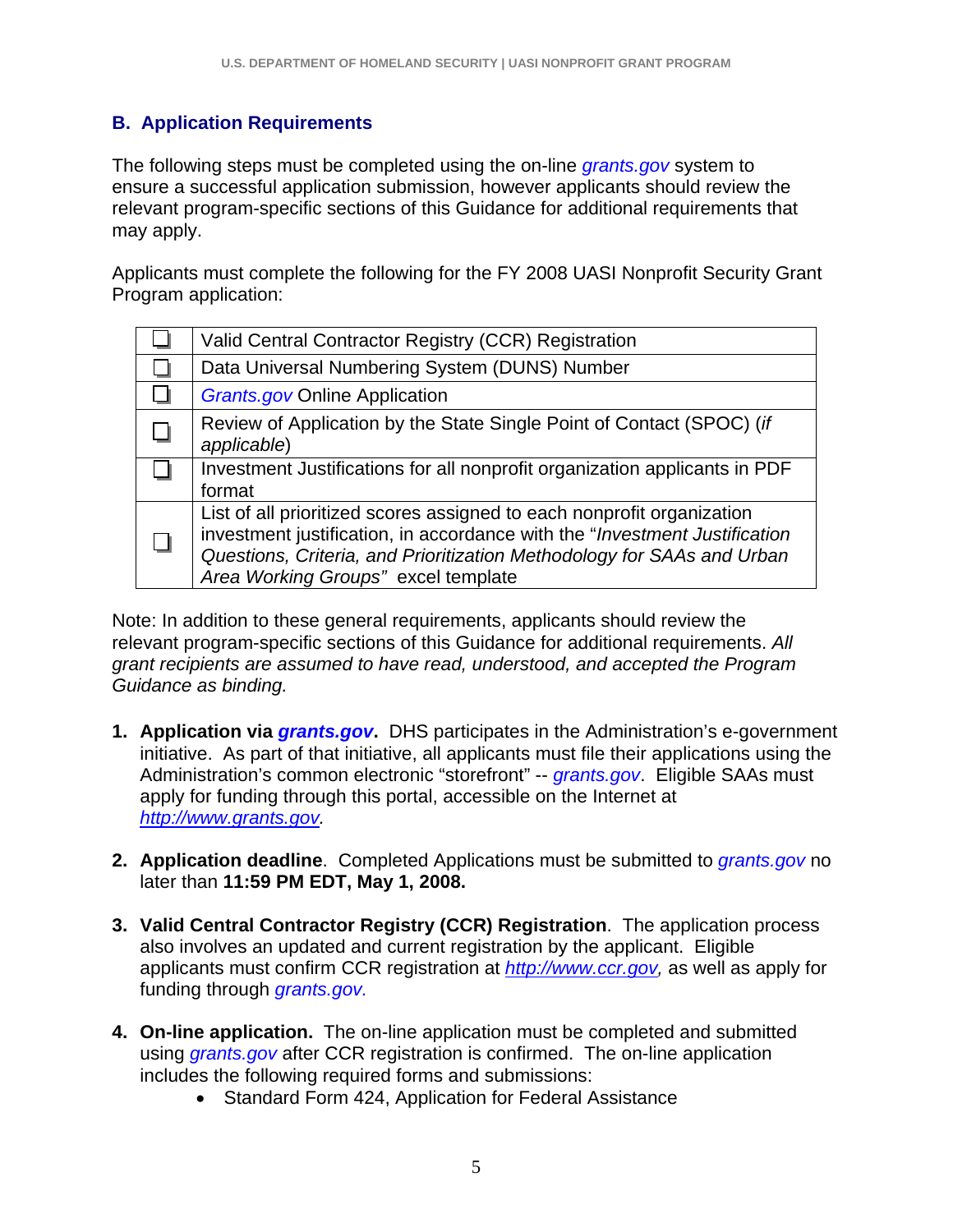## B. Application Requirements

The following steps must be completed using the on-line *grants.gov* system to ensure a successful application submission, however applicants should review the relevant program-specific sections of this Guidance for additional requirements that may apply.

Applicants must complete the following for the FY 2008 UASI Nonprofit Security Grant Program application:

| | |
|---|---|
| ☐ | Valid Central Contractor Registry (CCR) Registration |
| ☐ | Data Universal Numbering System (DUNS) Number |
| ☐ | *Grants.gov* Online Application |
| ☐ | Review of Application by the State Single Point of Contact (SPOC) (*if applicable*) |
| ☐ | Investment Justifications for all nonprofit organization applicants in PDF format |
| ☐ | List of all prioritized scores assigned to each nonprofit organization investment justification, in accordance with the "*Investment Justification Questions, Criteria, and Prioritization Methodology for SAAs and Urban Area Working Groups"* excel template |

Note: In addition to these general requirements, applicants should review the relevant program-specific sections of this Guidance for additional requirements. *All grant recipients are assumed to have read, understood, and accepted the Program Guidance as binding.*

1. **Application via *grants.gov*.** DHS participates in the Administration's e-government initiative. As part of that initiative, all applicants must file their applications using the Administration's common electronic "storefront" -- *grants.gov*. Eligible SAAs must apply for funding through this portal, accessible on the Internet at *http://www.grants.gov.*

2. **Application deadline**. Completed Applications must be submitted to *grants.gov* no later than **11:59 PM EDT, May 1, 2008.**

3. **Valid Central Contractor Registry (CCR) Registration**. The application process also involves an updated and current registration by the applicant. Eligible applicants must confirm CCR registration at *http://www.ccr.gov,* as well as apply for funding through *grants.gov.*

4. **On-line application.** The on-line application must be completed and submitted using *grants.gov* after CCR registration is confirmed. The on-line application includes the following required forms and submissions:
   - Standard Form 424, Application for Federal Assistance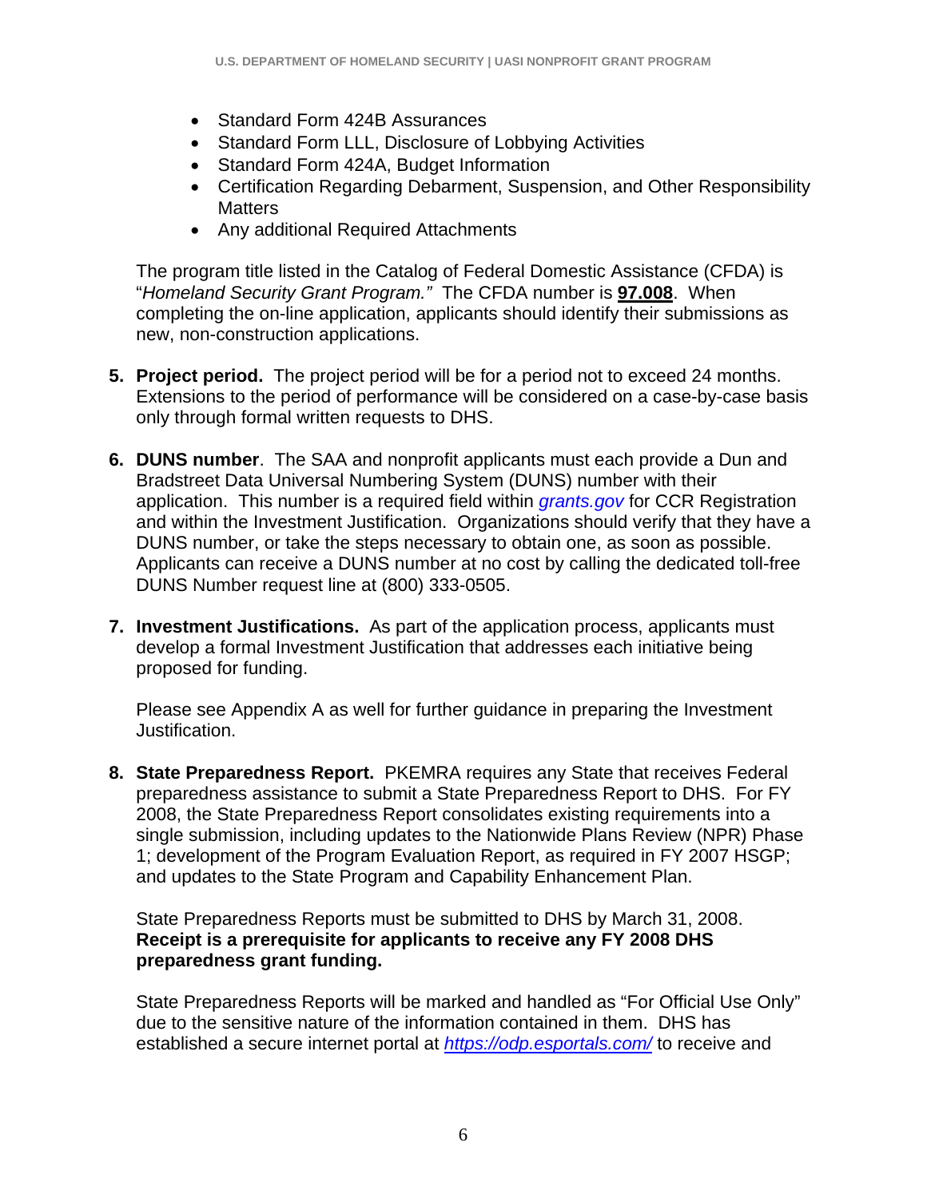- Standard Form 424B Assurances
- Standard Form LLL, Disclosure of Lobbying Activities
- Standard Form 424A, Budget Information
- Certification Regarding Debarment, Suspension, and Other Responsibility Matters
- Any additional Required Attachments

The program title listed in the Catalog of Federal Domestic Assistance (CFDA) is "*Homeland Security Grant Program.*" The CFDA number is **97.008**. When completing the on-line application, applicants should identify their submissions as new, non-construction applications.

5. **Project period.** The project period will be for a period not to exceed 24 months. Extensions to the period of performance will be considered on a case-by-case basis only through formal written requests to DHS.

6. **DUNS number**. The SAA and nonprofit applicants must each provide a Dun and Bradstreet Data Universal Numbering System (DUNS) number with their application. This number is a required field within *grants.gov* for CCR Registration and within the Investment Justification. Organizations should verify that they have a DUNS number, or take the steps necessary to obtain one, as soon as possible. Applicants can receive a DUNS number at no cost by calling the dedicated toll-free DUNS Number request line at (800) 333-0505.

7. **Investment Justifications.** As part of the application process, applicants must develop a formal Investment Justification that addresses each initiative being proposed for funding.

   Please see Appendix A as well for further guidance in preparing the Investment Justification.

8. **State Preparedness Report.** PKEMRA requires any State that receives Federal preparedness assistance to submit a State Preparedness Report to DHS. For FY 2008, the State Preparedness Report consolidates existing requirements into a single submission, including updates to the Nationwide Plans Review (NPR) Phase 1; development of the Program Evaluation Report, as required in FY 2007 HSGP; and updates to the State Program and Capability Enhancement Plan.

   State Preparedness Reports must be submitted to DHS by March 31, 2008. **Receipt is a prerequisite for applicants to receive any FY 2008 DHS preparedness grant funding.**

   State Preparedness Reports will be marked and handled as "For Official Use Only" due to the sensitive nature of the information contained in them. DHS has established a secure internet portal at *https://odp.esportals.com/* to receive and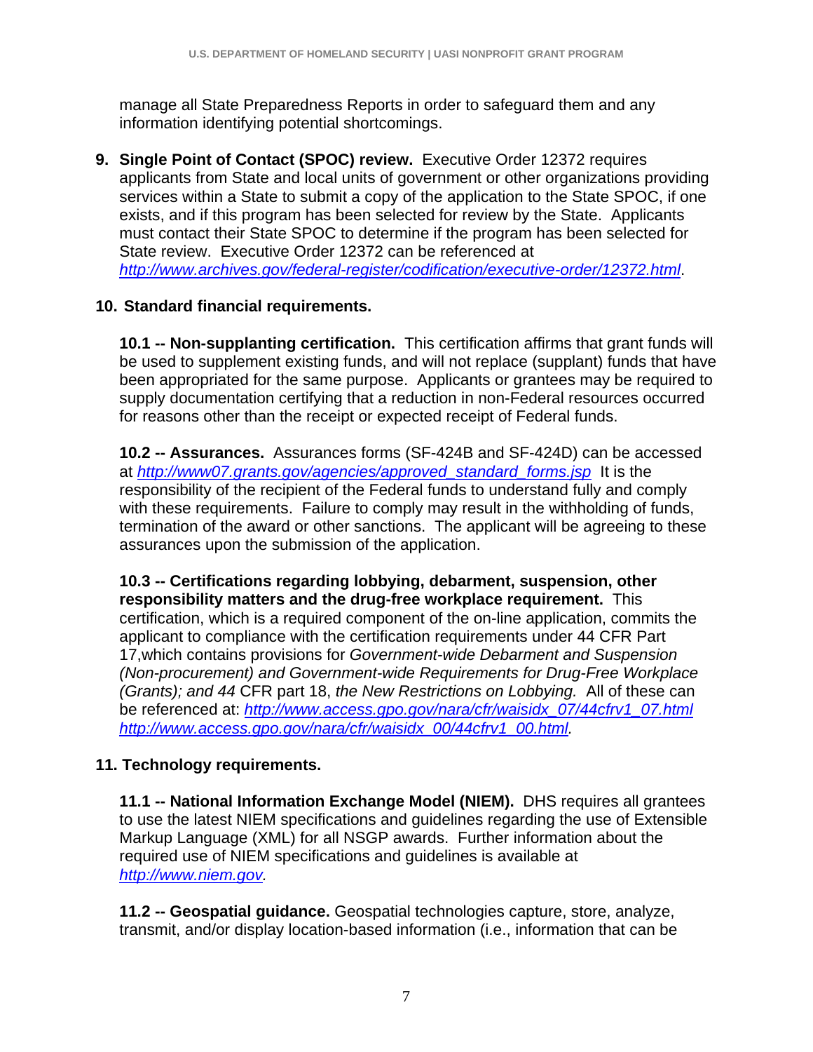manage all State Preparedness Reports in order to safeguard them and any information identifying potential shortcomings.

9. **Single Point of Contact (SPOC) review.** Executive Order 12372 requires applicants from State and local units of government or other organizations providing services within a State to submit a copy of the application to the State SPOC, if one exists, and if this program has been selected for review by the State. Applicants must contact their State SPOC to determine if the program has been selected for State review. Executive Order 12372 can be referenced at *http://www.archives.gov/federal-register/codification/executive-order/12372.html*.

10. **Standard financial requirements.**

**10.1 -- Non-supplanting certification.** This certification affirms that grant funds will be used to supplement existing funds, and will not replace (supplant) funds that have been appropriated for the same purpose. Applicants or grantees may be required to supply documentation certifying that a reduction in non-Federal resources occurred for reasons other than the receipt or expected receipt of Federal funds.

**10.2 -- Assurances.** Assurances forms (SF-424B and SF-424D) can be accessed at *http://www07.grants.gov/agencies/approved_standard_forms.jsp* It is the responsibility of the recipient of the Federal funds to understand fully and comply with these requirements. Failure to comply may result in the withholding of funds, termination of the award or other sanctions. The applicant will be agreeing to these assurances upon the submission of the application.

**10.3 -- Certifications regarding lobbying, debarment, suspension, other responsibility matters and the drug-free workplace requirement.** This certification, which is a required component of the on-line application, commits the applicant to compliance with the certification requirements under 44 CFR Part 17,which contains provisions for *Government-wide Debarment and Suspension (Non-procurement) and Government-wide Requirements for Drug-Free Workplace (Grants); and 44* CFR part 18, *the New Restrictions on Lobbying.* All of these can be referenced at: *http://www.access.gpo.gov/nara/cfr/waisidx_07/44cfrv1_07.html* *http://www.access.gpo.gov/nara/cfr/waisidx_00/44cfrv1_00.html*.

11. **Technology requirements.**

**11.1 -- National Information Exchange Model (NIEM).** DHS requires all grantees to use the latest NIEM specifications and guidelines regarding the use of Extensible Markup Language (XML) for all NSGP awards. Further information about the required use of NIEM specifications and guidelines is available at *http://www.niem.gov.*

**11.2 -- Geospatial guidance.** Geospatial technologies capture, store, analyze, transmit, and/or display location-based information (i.e., information that can be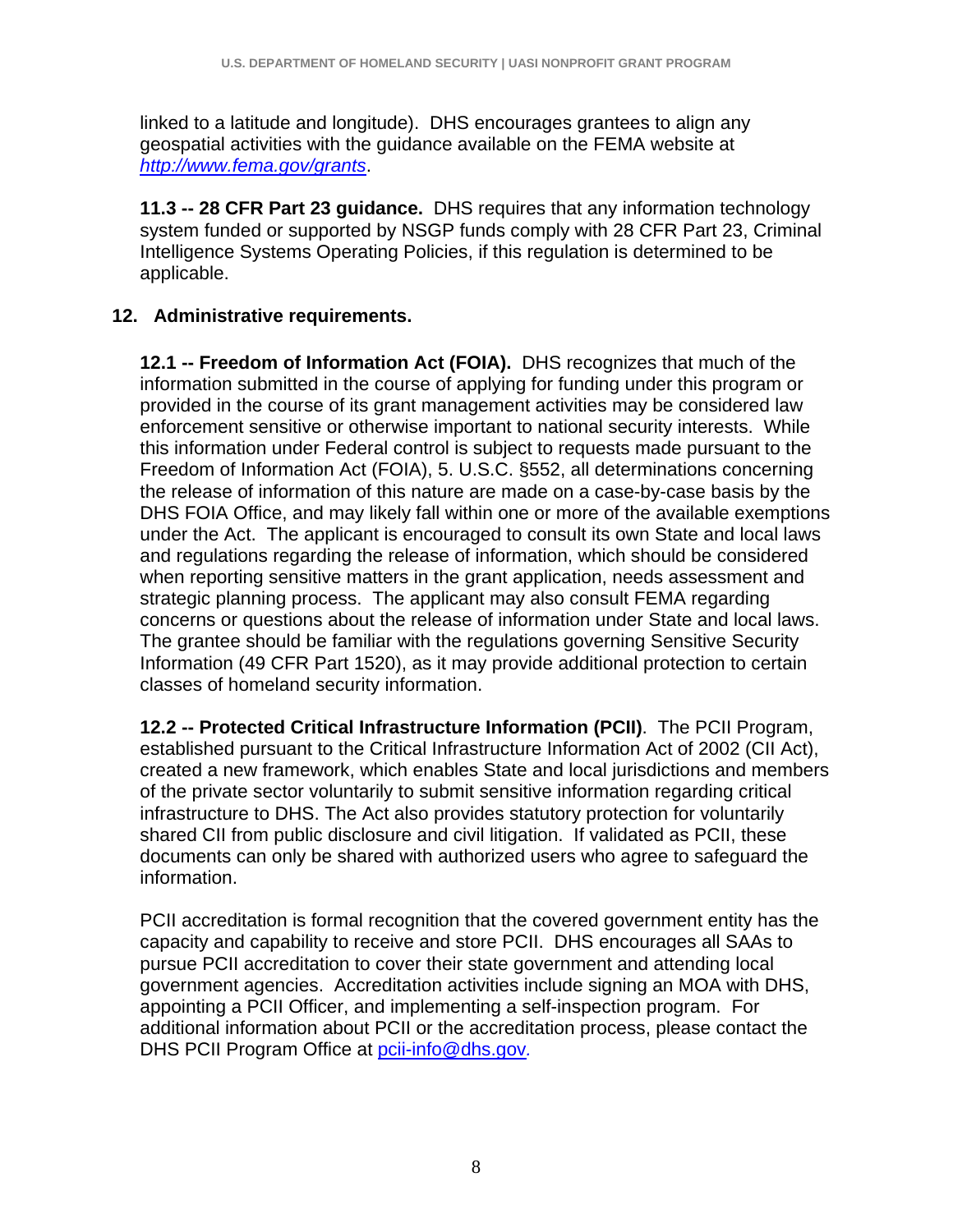linked to a latitude and longitude). DHS encourages grantees to align any geospatial activities with the guidance available on the FEMA website at *http://www.fema.gov/grants*.

**11.3 -- 28 CFR Part 23 guidance.** DHS requires that any information technology system funded or supported by NSGP funds comply with 28 CFR Part 23, Criminal Intelligence Systems Operating Policies, if this regulation is determined to be applicable.

## 12. Administrative requirements.

**12.1 -- Freedom of Information Act (FOIA).** DHS recognizes that much of the information submitted in the course of applying for funding under this program or provided in the course of its grant management activities may be considered law enforcement sensitive or otherwise important to national security interests. While this information under Federal control is subject to requests made pursuant to the Freedom of Information Act (FOIA), 5. U.S.C. §552, all determinations concerning the release of information of this nature are made on a case-by-case basis by the DHS FOIA Office, and may likely fall within one or more of the available exemptions under the Act. The applicant is encouraged to consult its own State and local laws and regulations regarding the release of information, which should be considered when reporting sensitive matters in the grant application, needs assessment and strategic planning process. The applicant may also consult FEMA regarding concerns or questions about the release of information under State and local laws. The grantee should be familiar with the regulations governing Sensitive Security Information (49 CFR Part 1520), as it may provide additional protection to certain classes of homeland security information.

**12.2 -- Protected Critical Infrastructure Information (PCII)**. The PCII Program, established pursuant to the Critical Infrastructure Information Act of 2002 (CII Act), created a new framework, which enables State and local jurisdictions and members of the private sector voluntarily to submit sensitive information regarding critical infrastructure to DHS. The Act also provides statutory protection for voluntarily shared CII from public disclosure and civil litigation. If validated as PCII, these documents can only be shared with authorized users who agree to safeguard the information.

PCII accreditation is formal recognition that the covered government entity has the capacity and capability to receive and store PCII. DHS encourages all SAAs to pursue PCII accreditation to cover their state government and attending local government agencies. Accreditation activities include signing an MOA with DHS, appointing a PCII Officer, and implementing a self-inspection program. For additional information about PCII or the accreditation process, please contact the DHS PCII Program Office at pcii-info@dhs.gov.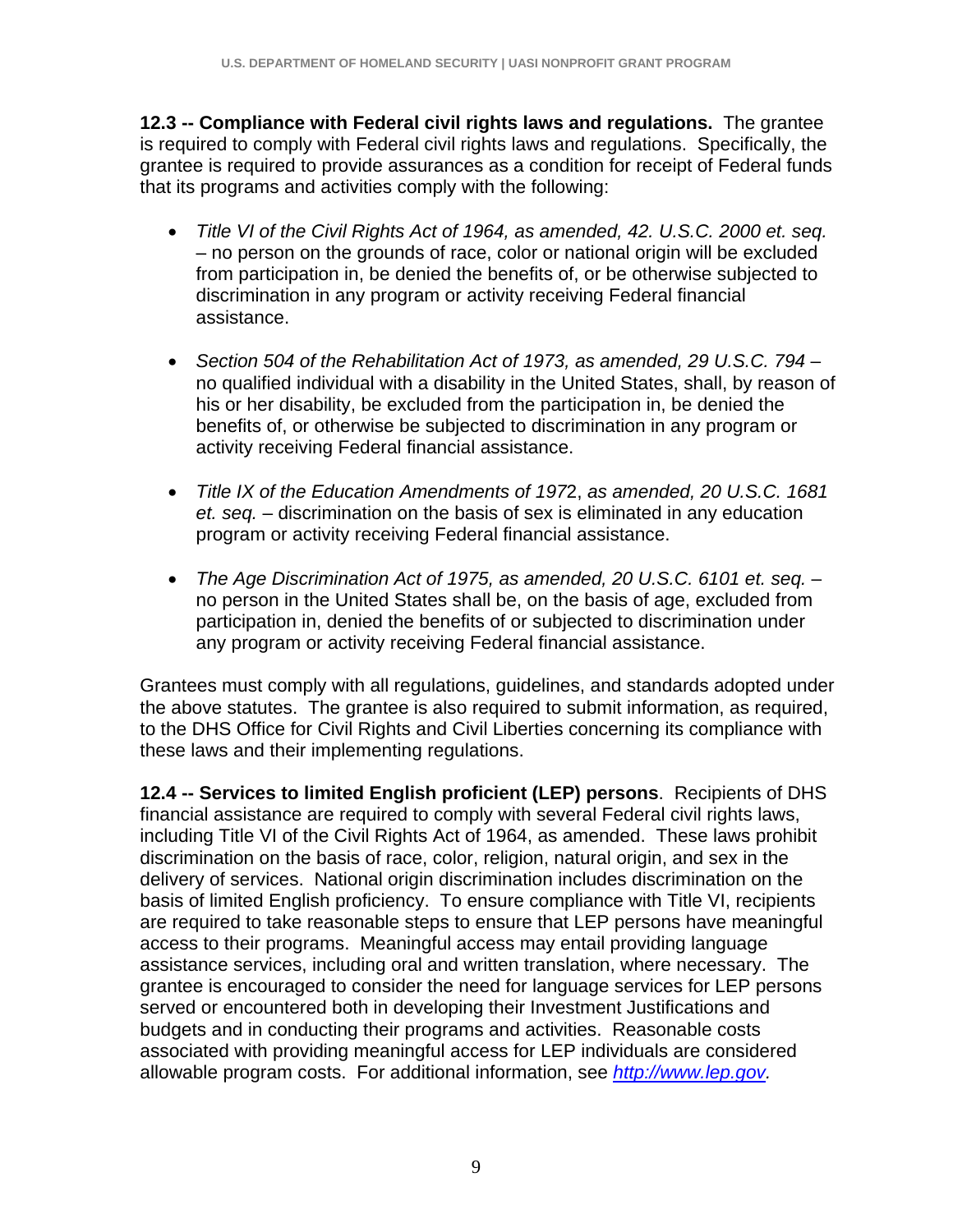**12.3 -- Compliance with Federal civil rights laws and regulations.** The grantee is required to comply with Federal civil rights laws and regulations. Specifically, the grantee is required to provide assurances as a condition for receipt of Federal funds that its programs and activities comply with the following:

- *Title VI of the Civil Rights Act of 1964, as amended, 42. U.S.C. 2000 et. seq.* – no person on the grounds of race, color or national origin will be excluded from participation in, be denied the benefits of, or be otherwise subjected to discrimination in any program or activity receiving Federal financial assistance.

- *Section 504 of the Rehabilitation Act of 1973, as amended, 29 U.S.C. 794* – no qualified individual with a disability in the United States, shall, by reason of his or her disability, be excluded from the participation in, be denied the benefits of, or otherwise be subjected to discrimination in any program or activity receiving Federal financial assistance.

- *Title IX of the Education Amendments of 197*2, *as amended, 20 U.S.C. 1681 et. seq.* – discrimination on the basis of sex is eliminated in any education program or activity receiving Federal financial assistance.

- *The Age Discrimination Act of 1975, as amended, 20 U.S.C. 6101 et. seq.* – no person in the United States shall be, on the basis of age, excluded from participation in, denied the benefits of or subjected to discrimination under any program or activity receiving Federal financial assistance.

Grantees must comply with all regulations, guidelines, and standards adopted under the above statutes. The grantee is also required to submit information, as required, to the DHS Office for Civil Rights and Civil Liberties concerning its compliance with these laws and their implementing regulations.

**12.4 -- Services to limited English proficient (LEP) persons**. Recipients of DHS financial assistance are required to comply with several Federal civil rights laws, including Title VI of the Civil Rights Act of 1964, as amended. These laws prohibit discrimination on the basis of race, color, religion, natural origin, and sex in the delivery of services. National origin discrimination includes discrimination on the basis of limited English proficiency. To ensure compliance with Title VI, recipients are required to take reasonable steps to ensure that LEP persons have meaningful access to their programs. Meaningful access may entail providing language assistance services, including oral and written translation, where necessary. The grantee is encouraged to consider the need for language services for LEP persons served or encountered both in developing their Investment Justifications and budgets and in conducting their programs and activities. Reasonable costs associated with providing meaningful access for LEP individuals are considered allowable program costs. For additional information, see *http://www.lep.gov.*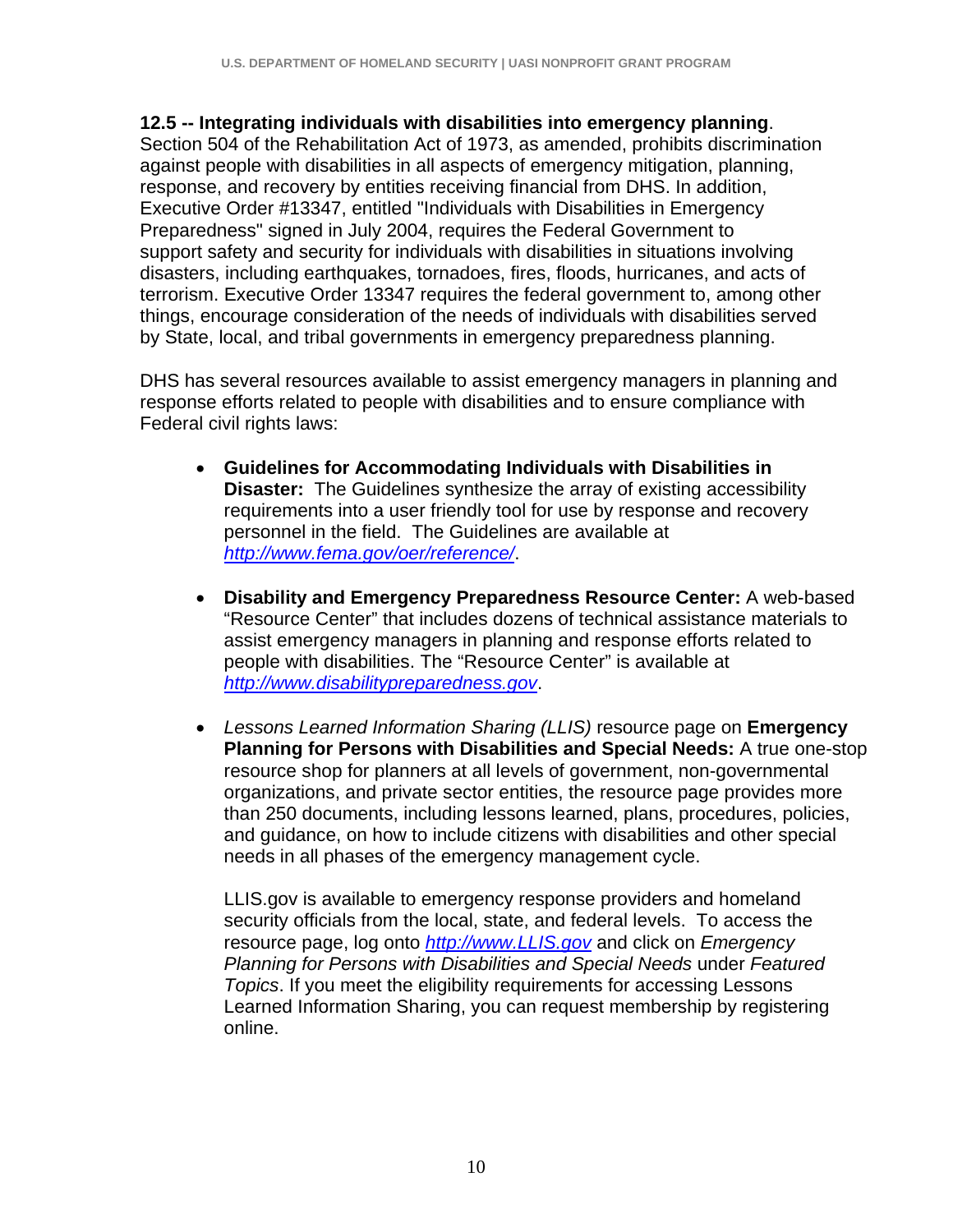**12.5 -- Integrating individuals with disabilities into emergency planning**. Section 504 of the Rehabilitation Act of 1973, as amended, prohibits discrimination against people with disabilities in all aspects of emergency mitigation, planning, response, and recovery by entities receiving financial from DHS. In addition, Executive Order #13347, entitled "Individuals with Disabilities in Emergency Preparedness" signed in July 2004, requires the Federal Government to support safety and security for individuals with disabilities in situations involving disasters, including earthquakes, tornadoes, fires, floods, hurricanes, and acts of terrorism. Executive Order 13347 requires the federal government to, among other things, encourage consideration of the needs of individuals with disabilities served by State, local, and tribal governments in emergency preparedness planning.

DHS has several resources available to assist emergency managers in planning and response efforts related to people with disabilities and to ensure compliance with Federal civil rights laws:

- **Guidelines for Accommodating Individuals with Disabilities in Disaster:** The Guidelines synthesize the array of existing accessibility requirements into a user friendly tool for use by response and recovery personnel in the field. The Guidelines are available at *http://www.fema.gov/oer/reference/*.

- **Disability and Emergency Preparedness Resource Center:** A web-based "Resource Center" that includes dozens of technical assistance materials to assist emergency managers in planning and response efforts related to people with disabilities. The "Resource Center" is available at *http://www.disabilitypreparedness.gov*.

- *Lessons Learned Information Sharing (LLIS)* resource page on **Emergency Planning for Persons with Disabilities and Special Needs:** A true one-stop resource shop for planners at all levels of government, non-governmental organizations, and private sector entities, the resource page provides more than 250 documents, including lessons learned, plans, procedures, policies, and guidance, on how to include citizens with disabilities and other special needs in all phases of the emergency management cycle.

  LLIS.gov is available to emergency response providers and homeland security officials from the local, state, and federal levels. To access the resource page, log onto *http://www.LLIS.gov* and click on *Emergency Planning for Persons with Disabilities and Special Needs* under *Featured Topics*. If you meet the eligibility requirements for accessing Lessons Learned Information Sharing, you can request membership by registering online.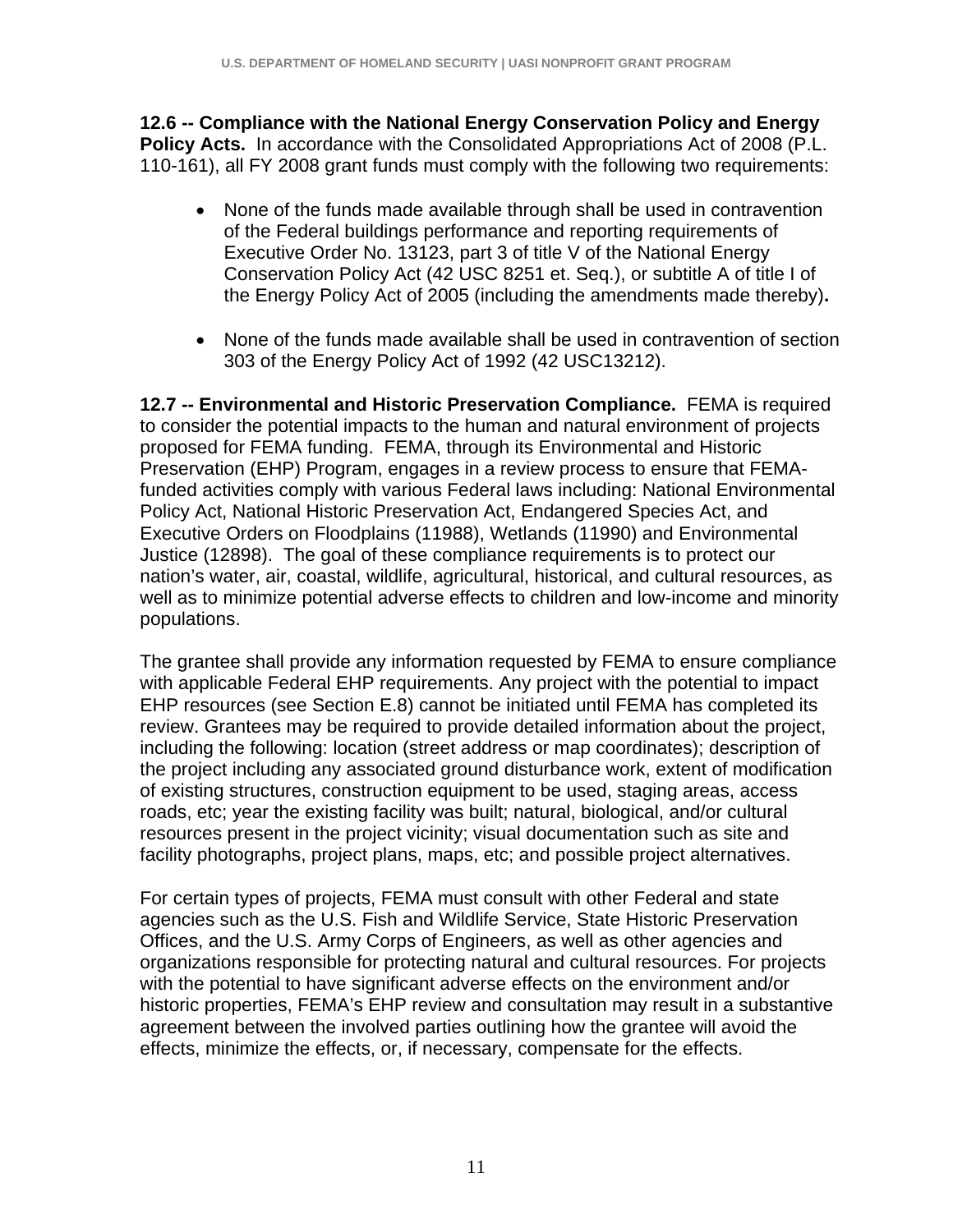**12.6 -- Compliance with the National Energy Conservation Policy and Energy Policy Acts.** In accordance with the Consolidated Appropriations Act of 2008 (P.L. 110-161), all FY 2008 grant funds must comply with the following two requirements:

- None of the funds made available through shall be used in contravention of the Federal buildings performance and reporting requirements of Executive Order No. 13123, part 3 of title V of the National Energy Conservation Policy Act (42 USC 8251 et. Seq.), or subtitle A of title I of the Energy Policy Act of 2005 (including the amendments made thereby)**.**

- None of the funds made available shall be used in contravention of section 303 of the Energy Policy Act of 1992 (42 USC13212).

**12.7 -- Environmental and Historic Preservation Compliance.** FEMA is required to consider the potential impacts to the human and natural environment of projects proposed for FEMA funding. FEMA, through its Environmental and Historic Preservation (EHP) Program, engages in a review process to ensure that FEMA-funded activities comply with various Federal laws including: National Environmental Policy Act, National Historic Preservation Act, Endangered Species Act, and Executive Orders on Floodplains (11988), Wetlands (11990) and Environmental Justice (12898). The goal of these compliance requirements is to protect our nation's water, air, coastal, wildlife, agricultural, historical, and cultural resources, as well as to minimize potential adverse effects to children and low-income and minority populations.

The grantee shall provide any information requested by FEMA to ensure compliance with applicable Federal EHP requirements. Any project with the potential to impact EHP resources (see Section E.8) cannot be initiated until FEMA has completed its review. Grantees may be required to provide detailed information about the project, including the following: location (street address or map coordinates); description of the project including any associated ground disturbance work, extent of modification of existing structures, construction equipment to be used, staging areas, access roads, etc; year the existing facility was built; natural, biological, and/or cultural resources present in the project vicinity; visual documentation such as site and facility photographs, project plans, maps, etc; and possible project alternatives.

For certain types of projects, FEMA must consult with other Federal and state agencies such as the U.S. Fish and Wildlife Service, State Historic Preservation Offices, and the U.S. Army Corps of Engineers, as well as other agencies and organizations responsible for protecting natural and cultural resources. For projects with the potential to have significant adverse effects on the environment and/or historic properties, FEMA's EHP review and consultation may result in a substantive agreement between the involved parties outlining how the grantee will avoid the effects, minimize the effects, or, if necessary, compensate for the effects.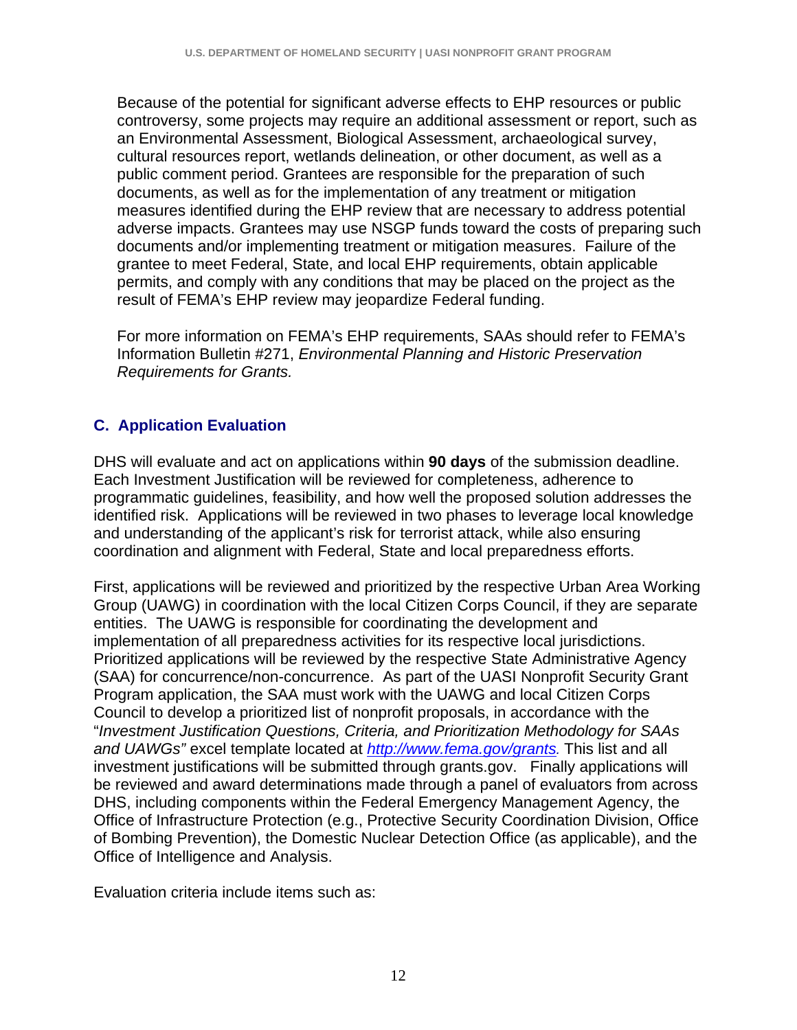Because of the potential for significant adverse effects to EHP resources or public controversy, some projects may require an additional assessment or report, such as an Environmental Assessment, Biological Assessment, archaeological survey, cultural resources report, wetlands delineation, or other document, as well as a public comment period. Grantees are responsible for the preparation of such documents, as well as for the implementation of any treatment or mitigation measures identified during the EHP review that are necessary to address potential adverse impacts. Grantees may use NSGP funds toward the costs of preparing such documents and/or implementing treatment or mitigation measures. Failure of the grantee to meet Federal, State, and local EHP requirements, obtain applicable permits, and comply with any conditions that may be placed on the project as the result of FEMA's EHP review may jeopardize Federal funding.

For more information on FEMA's EHP requirements, SAAs should refer to FEMA's Information Bulletin #271, *Environmental Planning and Historic Preservation Requirements for Grants.*

## C. Application Evaluation

DHS will evaluate and act on applications within **90 days** of the submission deadline. Each Investment Justification will be reviewed for completeness, adherence to programmatic guidelines, feasibility, and how well the proposed solution addresses the identified risk. Applications will be reviewed in two phases to leverage local knowledge and understanding of the applicant's risk for terrorist attack, while also ensuring coordination and alignment with Federal, State and local preparedness efforts.

First, applications will be reviewed and prioritized by the respective Urban Area Working Group (UAWG) in coordination with the local Citizen Corps Council, if they are separate entities. The UAWG is responsible for coordinating the development and implementation of all preparedness activities for its respective local jurisdictions. Prioritized applications will be reviewed by the respective State Administrative Agency (SAA) for concurrence/non-concurrence. As part of the UASI Nonprofit Security Grant Program application, the SAA must work with the UAWG and local Citizen Corps Council to develop a prioritized list of nonprofit proposals, in accordance with the "*Investment Justification Questions, Criteria, and Prioritization Methodology for SAAs and UAWGs"* excel template located at *http://www.fema.gov/grants.* This list and all investment justifications will be submitted through grants.gov. Finally applications will be reviewed and award determinations made through a panel of evaluators from across DHS, including components within the Federal Emergency Management Agency, the Office of Infrastructure Protection (e.g., Protective Security Coordination Division, Office of Bombing Prevention), the Domestic Nuclear Detection Office (as applicable), and the Office of Intelligence and Analysis.

Evaluation criteria include items such as: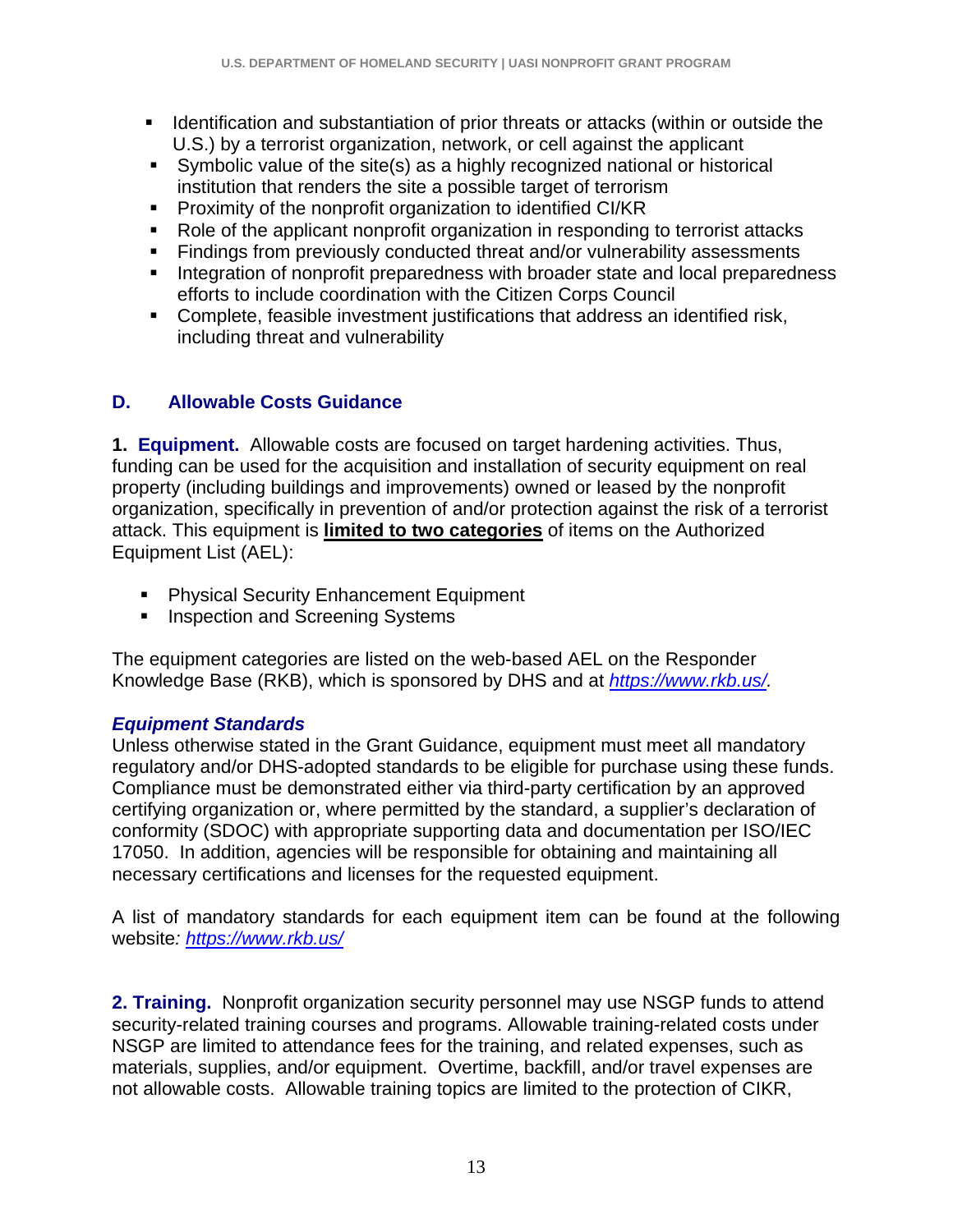- Identification and substantiation of prior threats or attacks (within or outside the U.S.) by a terrorist organization, network, or cell against the applicant
- Symbolic value of the site(s) as a highly recognized national or historical institution that renders the site a possible target of terrorism
- Proximity of the nonprofit organization to identified CI/KR
- Role of the applicant nonprofit organization in responding to terrorist attacks
- Findings from previously conducted threat and/or vulnerability assessments
- Integration of nonprofit preparedness with broader state and local preparedness efforts to include coordination with the Citizen Corps Council
- Complete, feasible investment justifications that address an identified risk, including threat and vulnerability

## D. Allowable Costs Guidance

**1. Equipment.** Allowable costs are focused on target hardening activities. Thus, funding can be used for the acquisition and installation of security equipment on real property (including buildings and improvements) owned or leased by the nonprofit organization, specifically in prevention of and/or protection against the risk of a terrorist attack. This equipment is **limited to two categories** of items on the Authorized Equipment List (AEL):

- Physical Security Enhancement Equipment
- Inspection and Screening Systems

The equipment categories are listed on the web-based AEL on the Responder Knowledge Base (RKB), which is sponsored by DHS and at *https://www.rkb.us/.*

***Equipment Standards***

Unless otherwise stated in the Grant Guidance, equipment must meet all mandatory regulatory and/or DHS-adopted standards to be eligible for purchase using these funds. Compliance must be demonstrated either via third-party certification by an approved certifying organization or, where permitted by the standard, a supplier's declaration of conformity (SDOC) with appropriate supporting data and documentation per ISO/IEC 17050. In addition, agencies will be responsible for obtaining and maintaining all necessary certifications and licenses for the requested equipment.

A list of mandatory standards for each equipment item can be found at the following website*: https://www.rkb.us/*

**2. Training.** Nonprofit organization security personnel may use NSGP funds to attend security-related training courses and programs. Allowable training-related costs under NSGP are limited to attendance fees for the training, and related expenses, such as materials, supplies, and/or equipment. Overtime, backfill, and/or travel expenses are not allowable costs. Allowable training topics are limited to the protection of CIKR,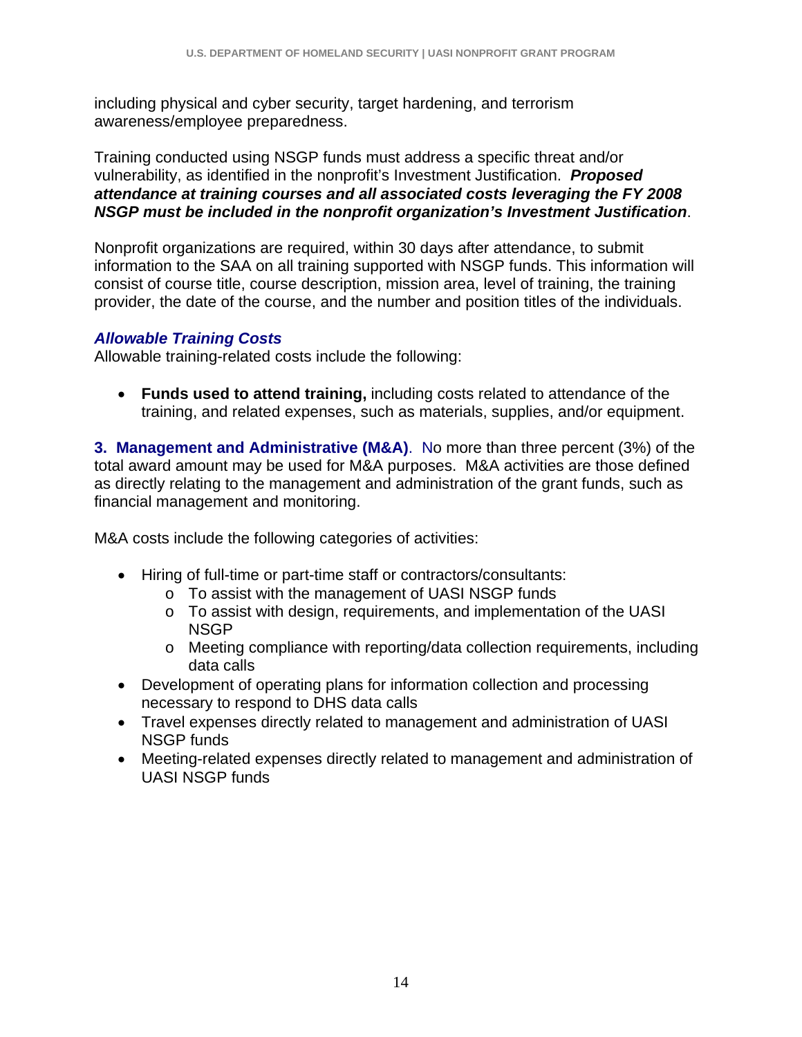including physical and cyber security, target hardening, and terrorism awareness/employee preparedness.

Training conducted using NSGP funds must address a specific threat and/or vulnerability, as identified in the nonprofit's Investment Justification. ***Proposed attendance at training courses and all associated costs leveraging the FY 2008 NSGP must be included in the nonprofit organization's Investment Justification***.

Nonprofit organizations are required, within 30 days after attendance, to submit information to the SAA on all training supported with NSGP funds. This information will consist of course title, course description, mission area, level of training, the training provider, the date of the course, and the number and position titles of the individuals.

***Allowable Training Costs***

Allowable training-related costs include the following:

- **Funds used to attend training,** including costs related to attendance of the training, and related expenses, such as materials, supplies, and/or equipment.

**3. Management and Administrative (M&A)**. No more than three percent (3%) of the total award amount may be used for M&A purposes. M&A activities are those defined as directly relating to the management and administration of the grant funds, such as financial management and monitoring.

M&A costs include the following categories of activities:

- Hiring of full-time or part-time staff or contractors/consultants:
  - To assist with the management of UASI NSGP funds
  - To assist with design, requirements, and implementation of the UASI NSGP
  - Meeting compliance with reporting/data collection requirements, including data calls
- Development of operating plans for information collection and processing necessary to respond to DHS data calls
- Travel expenses directly related to management and administration of UASI NSGP funds
- Meeting-related expenses directly related to management and administration of UASI NSGP funds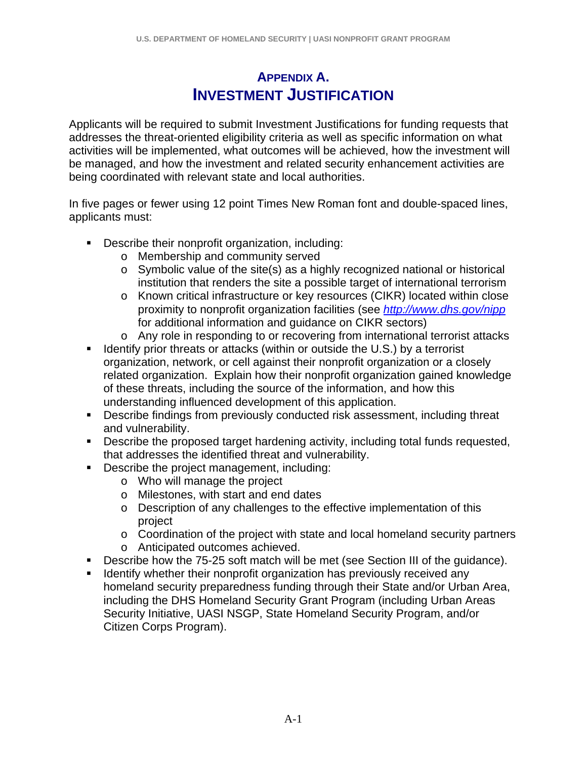# APPENDIX A.
# INVESTMENT JUSTIFICATION

Applicants will be required to submit Investment Justifications for funding requests that addresses the threat-oriented eligibility criteria as well as specific information on what activities will be implemented, what outcomes will be achieved, how the investment will be managed, and how the investment and related security enhancement activities are being coordinated with relevant state and local authorities.

In five pages or fewer using 12 point Times New Roman font and double-spaced lines, applicants must:

- Describe their nonprofit organization, including:
  - Membership and community served
  - Symbolic value of the site(s) as a highly recognized national or historical institution that renders the site a possible target of international terrorism
  - Known critical infrastructure or key resources (CIKR) located within close proximity to nonprofit organization facilities (see *http://www.dhs.gov/nipp* for additional information and guidance on CIKR sectors)
  - Any role in responding to or recovering from international terrorist attacks
- Identify prior threats or attacks (within or outside the U.S.) by a terrorist organization, network, or cell against their nonprofit organization or a closely related organization. Explain how their nonprofit organization gained knowledge of these threats, including the source of the information, and how this understanding influenced development of this application.
- Describe findings from previously conducted risk assessment, including threat and vulnerability.
- Describe the proposed target hardening activity, including total funds requested, that addresses the identified threat and vulnerability.
- Describe the project management, including:
  - Who will manage the project
  - Milestones, with start and end dates
  - Description of any challenges to the effective implementation of this project
  - Coordination of the project with state and local homeland security partners
  - Anticipated outcomes achieved.
- Describe how the 75-25 soft match will be met (see Section III of the guidance).
- Identify whether their nonprofit organization has previously received any homeland security preparedness funding through their State and/or Urban Area, including the DHS Homeland Security Grant Program (including Urban Areas Security Initiative, UASI NSGP, State Homeland Security Program, and/or Citizen Corps Program).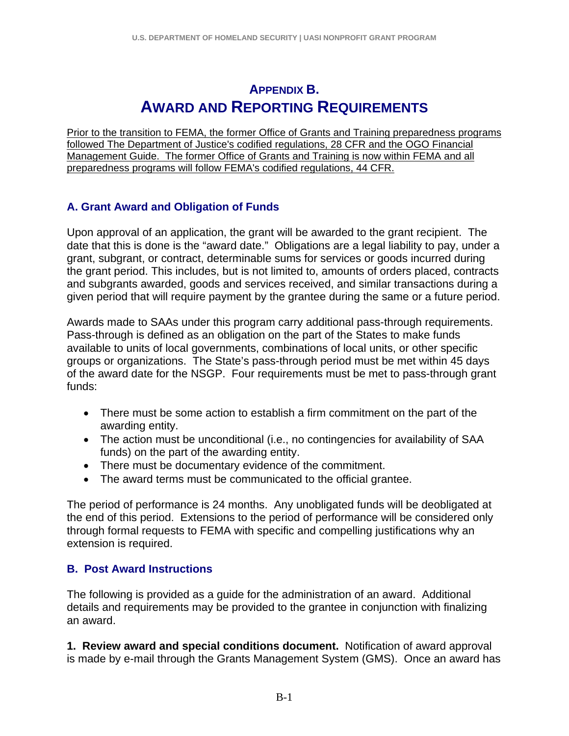# Appendix B.
# Award and Reporting Requirements

<u>Prior to the transition to FEMA, the former Office of Grants and Training preparedness programs followed The Department of Justice's codified regulations, 28 CFR and the OGO Financial Management Guide. The former Office of Grants and Training is now within FEMA and all preparedness programs will follow FEMA's codified regulations, 44 CFR.</u>

### A. Grant Award and Obligation of Funds

Upon approval of an application, the grant will be awarded to the grant recipient. The date that this is done is the "award date." Obligations are a legal liability to pay, under a grant, subgrant, or contract, determinable sums for services or goods incurred during the grant period. This includes, but is not limited to, amounts of orders placed, contracts and subgrants awarded, goods and services received, and similar transactions during a given period that will require payment by the grantee during the same or a future period.

Awards made to SAAs under this program carry additional pass-through requirements. Pass-through is defined as an obligation on the part of the States to make funds available to units of local governments, combinations of local units, or other specific groups or organizations. The State's pass-through period must be met within 45 days of the award date for the NSGP. Four requirements must be met to pass-through grant funds:

- There must be some action to establish a firm commitment on the part of the awarding entity.
- The action must be unconditional (i.e., no contingencies for availability of SAA funds) on the part of the awarding entity.
- There must be documentary evidence of the commitment.
- The award terms must be communicated to the official grantee.

The period of performance is 24 months. Any unobligated funds will be deobligated at the end of this period. Extensions to the period of performance will be considered only through formal requests to FEMA with specific and compelling justifications why an extension is required.

### B. Post Award Instructions

The following is provided as a guide for the administration of an award. Additional details and requirements may be provided to the grantee in conjunction with finalizing an award.

**1. Review award and special conditions document.** Notification of award approval is made by e-mail through the Grants Management System (GMS). Once an award has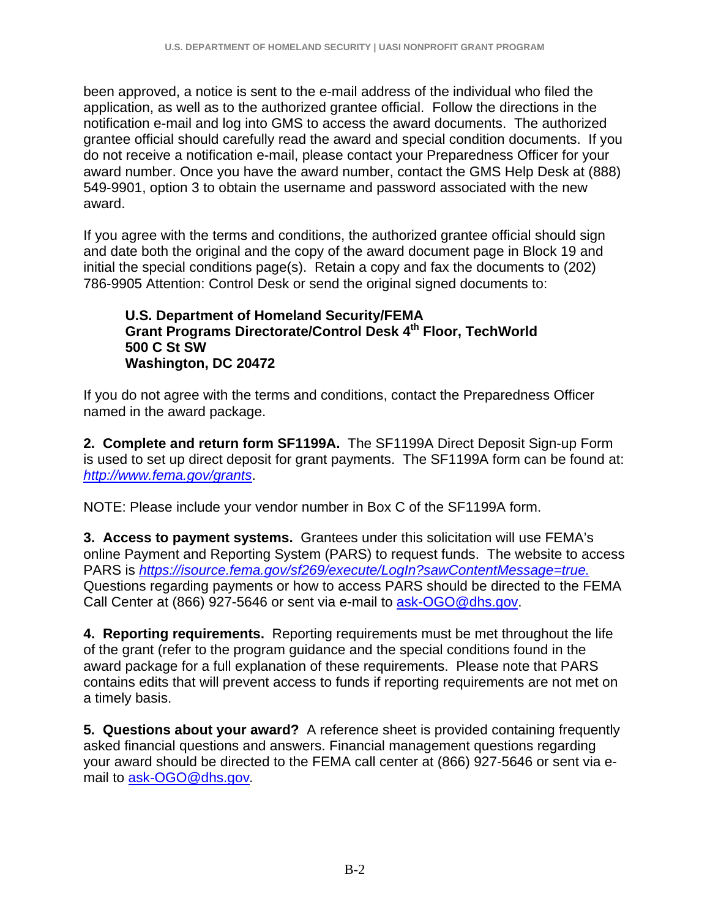been approved, a notice is sent to the e-mail address of the individual who filed the application, as well as to the authorized grantee official. Follow the directions in the notification e-mail and log into GMS to access the award documents. The authorized grantee official should carefully read the award and special condition documents. If you do not receive a notification e-mail, please contact your Preparedness Officer for your award number. Once you have the award number, contact the GMS Help Desk at (888) 549-9901, option 3 to obtain the username and password associated with the new award.

If you agree with the terms and conditions, the authorized grantee official should sign and date both the original and the copy of the award document page in Block 19 and initial the special conditions page(s). Retain a copy and fax the documents to (202) 786-9905 Attention: Control Desk or send the original signed documents to:

> **U.S. Department of Homeland Security/FEMA**
> **Grant Programs Directorate/Control Desk 4th Floor, TechWorld**
> **500 C St SW**
> **Washington, DC 20472**

If you do not agree with the terms and conditions, contact the Preparedness Officer named in the award package.

**2. Complete and return form SF1199A.** The SF1199A Direct Deposit Sign-up Form is used to set up direct deposit for grant payments. The SF1199A form can be found at: *http://www.fema.gov/grants*.

NOTE: Please include your vendor number in Box C of the SF1199A form.

**3. Access to payment systems.** Grantees under this solicitation will use FEMA's online Payment and Reporting System (PARS) to request funds. The website to access PARS is *https://isource.fema.gov/sf269/execute/LogIn?sawContentMessage=true.* Questions regarding payments or how to access PARS should be directed to the FEMA Call Center at (866) 927-5646 or sent via e-mail to ask-OGO@dhs.gov.

**4. Reporting requirements.** Reporting requirements must be met throughout the life of the grant (refer to the program guidance and the special conditions found in the award package for a full explanation of these requirements. Please note that PARS contains edits that will prevent access to funds if reporting requirements are not met on a timely basis.

**5. Questions about your award?** A reference sheet is provided containing frequently asked financial questions and answers. Financial management questions regarding your award should be directed to the FEMA call center at (866) 927-5646 or sent via e-mail to ask-OGO@dhs.gov.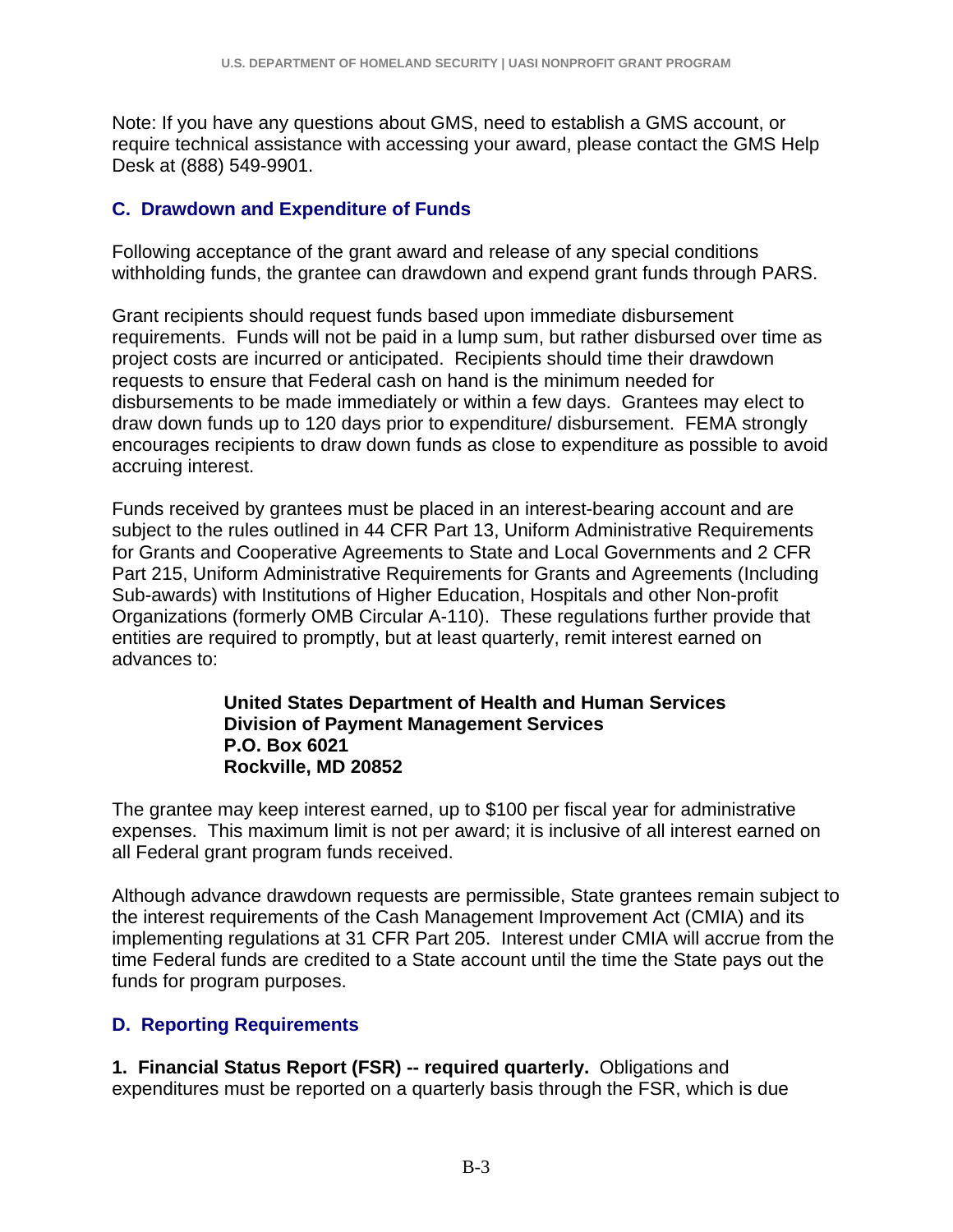Note: If you have any questions about GMS, need to establish a GMS account, or require technical assistance with accessing your award, please contact the GMS Help Desk at (888) 549-9901.

## C. Drawdown and Expenditure of Funds

Following acceptance of the grant award and release of any special conditions withholding funds, the grantee can drawdown and expend grant funds through PARS.

Grant recipients should request funds based upon immediate disbursement requirements. Funds will not be paid in a lump sum, but rather disbursed over time as project costs are incurred or anticipated. Recipients should time their drawdown requests to ensure that Federal cash on hand is the minimum needed for disbursements to be made immediately or within a few days. Grantees may elect to draw down funds up to 120 days prior to expenditure/ disbursement. FEMA strongly encourages recipients to draw down funds as close to expenditure as possible to avoid accruing interest.

Funds received by grantees must be placed in an interest-bearing account and are subject to the rules outlined in 44 CFR Part 13, Uniform Administrative Requirements for Grants and Cooperative Agreements to State and Local Governments and 2 CFR Part 215, Uniform Administrative Requirements for Grants and Agreements (Including Sub-awards) with Institutions of Higher Education, Hospitals and other Non-profit Organizations (formerly OMB Circular A-110). These regulations further provide that entities are required to promptly, but at least quarterly, remit interest earned on advances to:

> **United States Department of Health and Human Services**
> **Division of Payment Management Services**
> **P.O. Box 6021**
> **Rockville, MD 20852**

The grantee may keep interest earned, up to $100 per fiscal year for administrative expenses. This maximum limit is not per award; it is inclusive of all interest earned on all Federal grant program funds received.

Although advance drawdown requests are permissible, State grantees remain subject to the interest requirements of the Cash Management Improvement Act (CMIA) and its implementing regulations at 31 CFR Part 205. Interest under CMIA will accrue from the time Federal funds are credited to a State account until the time the State pays out the funds for program purposes.

## D. Reporting Requirements

**1. Financial Status Report (FSR) -- required quarterly.** Obligations and expenditures must be reported on a quarterly basis through the FSR, which is due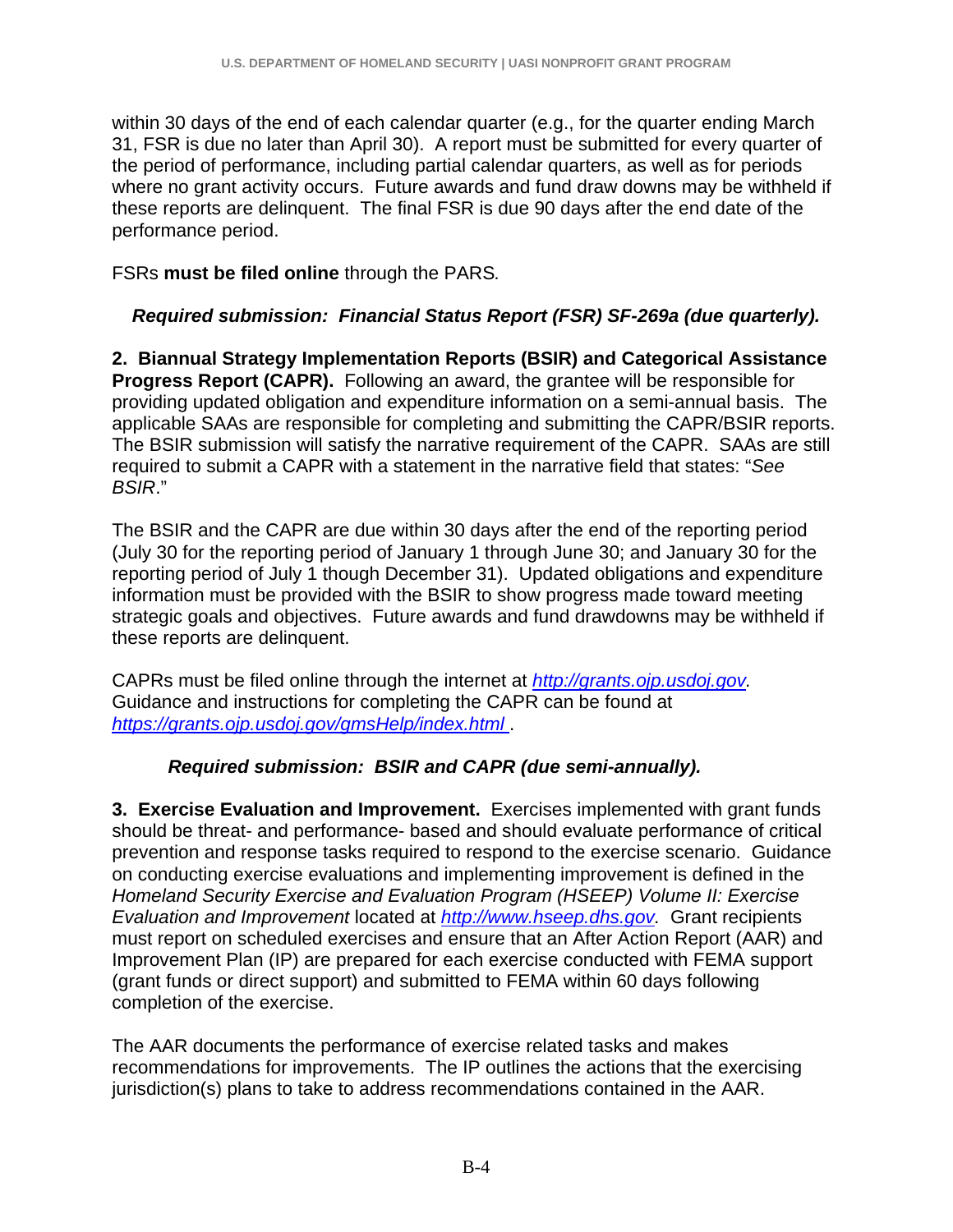within 30 days of the end of each calendar quarter (e.g., for the quarter ending March 31, FSR is due no later than April 30). A report must be submitted for every quarter of the period of performance, including partial calendar quarters, as well as for periods where no grant activity occurs. Future awards and fund draw downs may be withheld if these reports are delinquent. The final FSR is due 90 days after the end date of the performance period.

FSRs **must be filed online** through the PARS*.*

***Required submission: Financial Status Report (FSR) SF-269a (due quarterly).***

**2. Biannual Strategy Implementation Reports (BSIR) and Categorical Assistance Progress Report (CAPR).** Following an award, the grantee will be responsible for providing updated obligation and expenditure information on a semi-annual basis. The applicable SAAs are responsible for completing and submitting the CAPR/BSIR reports. The BSIR submission will satisfy the narrative requirement of the CAPR. SAAs are still required to submit a CAPR with a statement in the narrative field that states: "*See BSIR*."

The BSIR and the CAPR are due within 30 days after the end of the reporting period (July 30 for the reporting period of January 1 through June 30; and January 30 for the reporting period of July 1 though December 31). Updated obligations and expenditure information must be provided with the BSIR to show progress made toward meeting strategic goals and objectives. Future awards and fund drawdowns may be withheld if these reports are delinquent.

CAPRs must be filed online through the internet at *http://grants.ojp.usdoj.gov.* Guidance and instructions for completing the CAPR can be found at *https://grants.ojp.usdoj.gov/gmsHelp/index.html* .

***Required submission: BSIR and CAPR (due semi-annually).***

**3. Exercise Evaluation and Improvement.** Exercises implemented with grant funds should be threat- and performance- based and should evaluate performance of critical prevention and response tasks required to respond to the exercise scenario. Guidance on conducting exercise evaluations and implementing improvement is defined in the *Homeland Security Exercise and Evaluation Program (HSEEP) Volume II: Exercise Evaluation and Improvement* located at *http://www.hseep.dhs.gov.* Grant recipients must report on scheduled exercises and ensure that an After Action Report (AAR) and Improvement Plan (IP) are prepared for each exercise conducted with FEMA support (grant funds or direct support) and submitted to FEMA within 60 days following completion of the exercise.

The AAR documents the performance of exercise related tasks and makes recommendations for improvements. The IP outlines the actions that the exercising jurisdiction(s) plans to take to address recommendations contained in the AAR.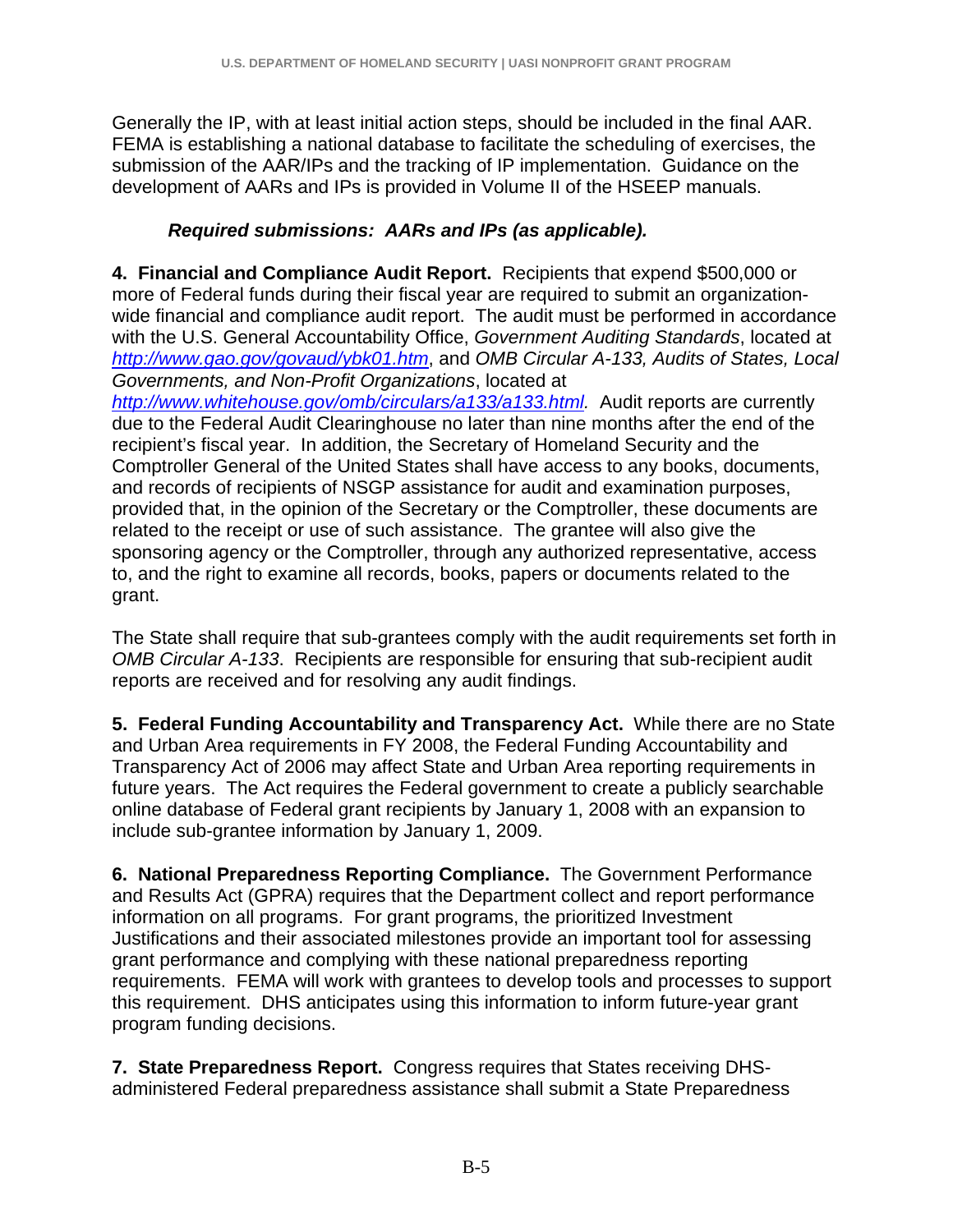Generally the IP, with at least initial action steps, should be included in the final AAR. FEMA is establishing a national database to facilitate the scheduling of exercises, the submission of the AAR/IPs and the tracking of IP implementation. Guidance on the development of AARs and IPs is provided in Volume II of the HSEEP manuals.

***Required submissions: AARs and IPs (as applicable).***

**4. Financial and Compliance Audit Report.** Recipients that expend $500,000 or more of Federal funds during their fiscal year are required to submit an organization-wide financial and compliance audit report. The audit must be performed in accordance with the U.S. General Accountability Office, *Government Auditing Standards*, located at *http://www.gao.gov/govaud/ybk01.htm*, and *OMB Circular A-133, Audits of States, Local Governments, and Non-Profit Organizations*, located at *http://www.whitehouse.gov/omb/circulars/a133/a133.html*. Audit reports are currently due to the Federal Audit Clearinghouse no later than nine months after the end of the recipient's fiscal year. In addition, the Secretary of Homeland Security and the Comptroller General of the United States shall have access to any books, documents, and records of recipients of NSGP assistance for audit and examination purposes, provided that, in the opinion of the Secretary or the Comptroller, these documents are related to the receipt or use of such assistance. The grantee will also give the sponsoring agency or the Comptroller, through any authorized representative, access to, and the right to examine all records, books, papers or documents related to the grant.

The State shall require that sub-grantees comply with the audit requirements set forth in *OMB Circular A-133*. Recipients are responsible for ensuring that sub-recipient audit reports are received and for resolving any audit findings.

**5. Federal Funding Accountability and Transparency Act.** While there are no State and Urban Area requirements in FY 2008, the Federal Funding Accountability and Transparency Act of 2006 may affect State and Urban Area reporting requirements in future years. The Act requires the Federal government to create a publicly searchable online database of Federal grant recipients by January 1, 2008 with an expansion to include sub-grantee information by January 1, 2009.

**6. National Preparedness Reporting Compliance.** The Government Performance and Results Act (GPRA) requires that the Department collect and report performance information on all programs. For grant programs, the prioritized Investment Justifications and their associated milestones provide an important tool for assessing grant performance and complying with these national preparedness reporting requirements. FEMA will work with grantees to develop tools and processes to support this requirement. DHS anticipates using this information to inform future-year grant program funding decisions.

**7. State Preparedness Report.** Congress requires that States receiving DHS-administered Federal preparedness assistance shall submit a State Preparedness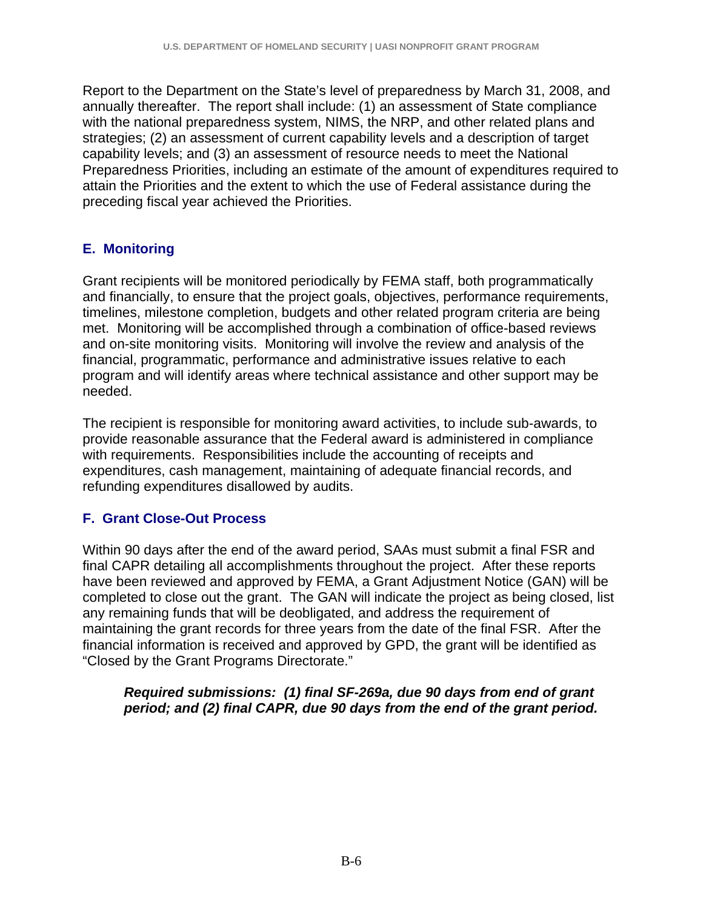Report to the Department on the State's level of preparedness by March 31, 2008, and annually thereafter. The report shall include: (1) an assessment of State compliance with the national preparedness system, NIMS, the NRP, and other related plans and strategies; (2) an assessment of current capability levels and a description of target capability levels; and (3) an assessment of resource needs to meet the National Preparedness Priorities, including an estimate of the amount of expenditures required to attain the Priorities and the extent to which the use of Federal assistance during the preceding fiscal year achieved the Priorities.

## E. Monitoring

Grant recipients will be monitored periodically by FEMA staff, both programmatically and financially, to ensure that the project goals, objectives, performance requirements, timelines, milestone completion, budgets and other related program criteria are being met. Monitoring will be accomplished through a combination of office-based reviews and on-site monitoring visits. Monitoring will involve the review and analysis of the financial, programmatic, performance and administrative issues relative to each program and will identify areas where technical assistance and other support may be needed.

The recipient is responsible for monitoring award activities, to include sub-awards, to provide reasonable assurance that the Federal award is administered in compliance with requirements. Responsibilities include the accounting of receipts and expenditures, cash management, maintaining of adequate financial records, and refunding expenditures disallowed by audits.

## F. Grant Close-Out Process

Within 90 days after the end of the award period, SAAs must submit a final FSR and final CAPR detailing all accomplishments throughout the project. After these reports have been reviewed and approved by FEMA, a Grant Adjustment Notice (GAN) will be completed to close out the grant. The GAN will indicate the project as being closed, list any remaining funds that will be deobligated, and address the requirement of maintaining the grant records for three years from the date of the final FSR. After the financial information is received and approved by GPD, the grant will be identified as "Closed by the Grant Programs Directorate."

> ***Required submissions: (1) final SF-269a, due 90 days from end of grant period; and (2) final CAPR, due 90 days from the end of the grant period.***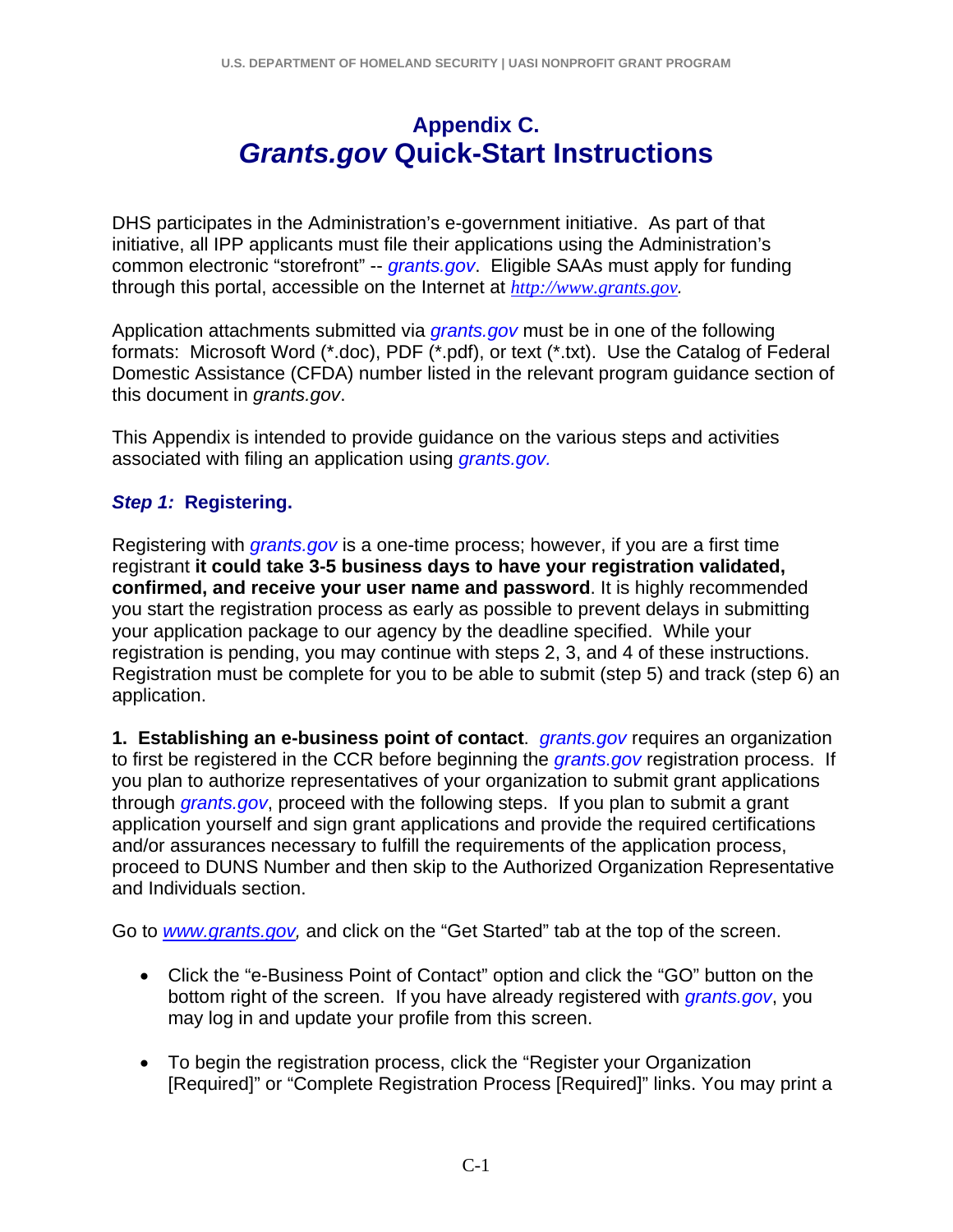# Appendix C.
# *Grants.gov* Quick-Start Instructions

DHS participates in the Administration's e-government initiative. As part of that initiative, all IPP applicants must file their applications using the Administration's common electronic "storefront" -- *grants.gov*. Eligible SAAs must apply for funding through this portal, accessible on the Internet at *http://www.grants.gov.*

Application attachments submitted via *grants.gov* must be in one of the following formats: Microsoft Word (*.doc), PDF (*.pdf), or text (*.txt). Use the Catalog of Federal Domestic Assistance (CFDA) number listed in the relevant program guidance section of this document in *grants.gov*.

This Appendix is intended to provide guidance on the various steps and activities associated with filing an application using *grants.gov.*

### *Step 1:* Registering.

Registering with *grants.gov* is a one-time process; however, if you are a first time registrant **it could take 3-5 business days to have your registration validated, confirmed, and receive your user name and password**. It is highly recommended you start the registration process as early as possible to prevent delays in submitting your application package to our agency by the deadline specified. While your registration is pending, you may continue with steps 2, 3, and 4 of these instructions. Registration must be complete for you to be able to submit (step 5) and track (step 6) an application.

**1. Establishing an e-business point of contact**. *grants.gov* requires an organization to first be registered in the CCR before beginning the *grants.gov* registration process. If you plan to authorize representatives of your organization to submit grant applications through *grants.gov*, proceed with the following steps. If you plan to submit a grant application yourself and sign grant applications and provide the required certifications and/or assurances necessary to fulfill the requirements of the application process, proceed to DUNS Number and then skip to the Authorized Organization Representative and Individuals section.

Go to *www.grants.gov,* and click on the "Get Started" tab at the top of the screen.

- Click the "e-Business Point of Contact" option and click the "GO" button on the bottom right of the screen. If you have already registered with *grants.gov*, you may log in and update your profile from this screen.
- To begin the registration process, click the "Register your Organization [Required]" or "Complete Registration Process [Required]" links. You may print a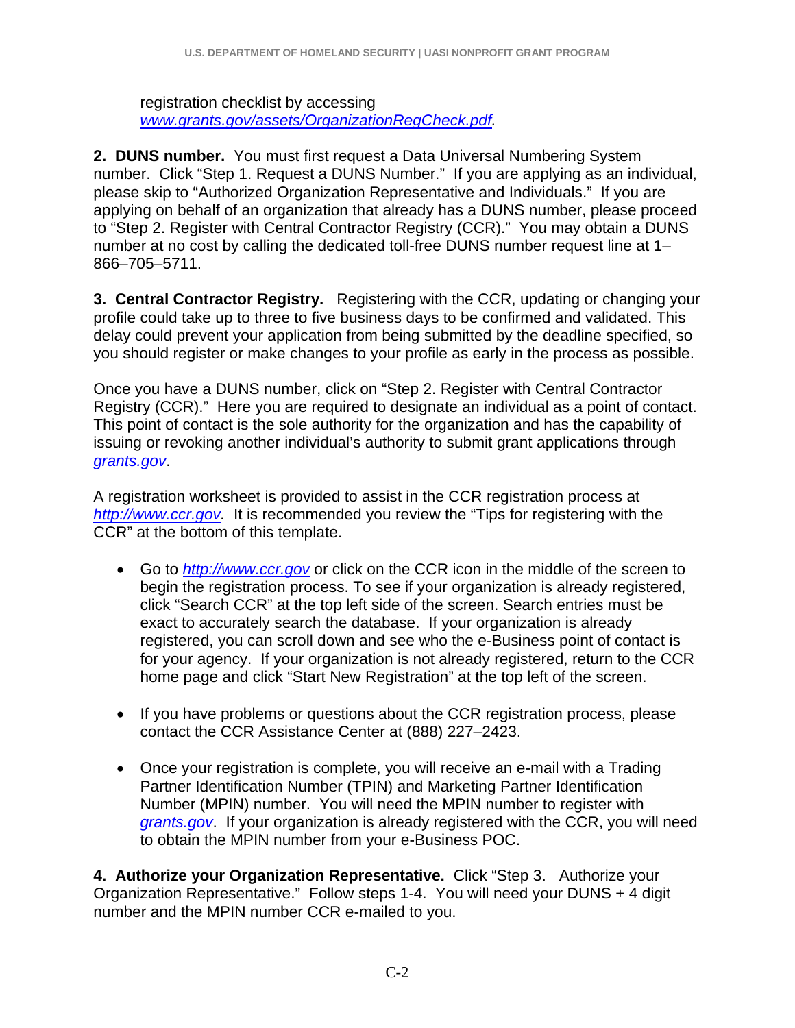registration checklist by accessing *www.grants.gov/assets/OrganizationRegCheck.pdf.*

**2. DUNS number.** You must first request a Data Universal Numbering System number. Click "Step 1. Request a DUNS Number." If you are applying as an individual, please skip to "Authorized Organization Representative and Individuals." If you are applying on behalf of an organization that already has a DUNS number, please proceed to "Step 2. Register with Central Contractor Registry (CCR)." You may obtain a DUNS number at no cost by calling the dedicated toll-free DUNS number request line at 1–866–705–5711.

**3. Central Contractor Registry.** Registering with the CCR, updating or changing your profile could take up to three to five business days to be confirmed and validated. This delay could prevent your application from being submitted by the deadline specified, so you should register or make changes to your profile as early in the process as possible.

Once you have a DUNS number, click on "Step 2. Register with Central Contractor Registry (CCR)." Here you are required to designate an individual as a point of contact. This point of contact is the sole authority for the organization and has the capability of issuing or revoking another individual's authority to submit grant applications through *grants.gov*.

A registration worksheet is provided to assist in the CCR registration process at *http://www.ccr.gov*. It is recommended you review the "Tips for registering with the CCR" at the bottom of this template.

- Go to *http://www.ccr.gov* or click on the CCR icon in the middle of the screen to begin the registration process. To see if your organization is already registered, click "Search CCR" at the top left side of the screen. Search entries must be exact to accurately search the database. If your organization is already registered, you can scroll down and see who the e-Business point of contact is for your agency. If your organization is not already registered, return to the CCR home page and click "Start New Registration" at the top left of the screen.

- If you have problems or questions about the CCR registration process, please contact the CCR Assistance Center at (888) 227–2423.

- Once your registration is complete, you will receive an e-mail with a Trading Partner Identification Number (TPIN) and Marketing Partner Identification Number (MPIN) number. You will need the MPIN number to register with *grants.gov*. If your organization is already registered with the CCR, you will need to obtain the MPIN number from your e-Business POC.

**4. Authorize your Organization Representative.** Click "Step 3. Authorize your Organization Representative." Follow steps 1-4. You will need your DUNS + 4 digit number and the MPIN number CCR e-mailed to you.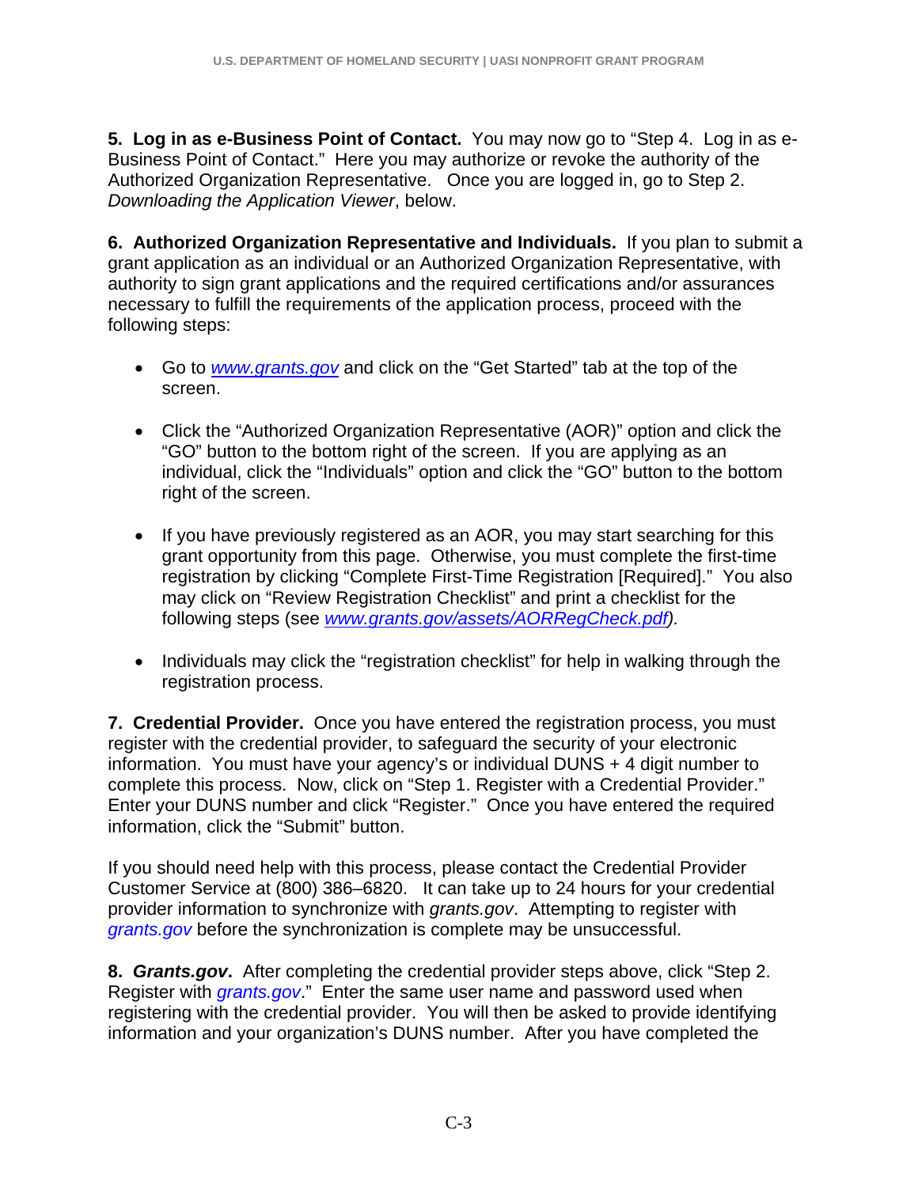**5. Log in as e-Business Point of Contact.** You may now go to "Step 4. Log in as e-Business Point of Contact." Here you may authorize or revoke the authority of the Authorized Organization Representative. Once you are logged in, go to Step 2. *Downloading the Application Viewer*, below.

**6. Authorized Organization Representative and Individuals.** If you plan to submit a grant application as an individual or an Authorized Organization Representative, with authority to sign grant applications and the required certifications and/or assurances necessary to fulfill the requirements of the application process, proceed with the following steps:

- Go to www.grants.gov and click on the "Get Started" tab at the top of the screen.
- Click the "Authorized Organization Representative (AOR)" option and click the "GO" button to the bottom right of the screen. If you are applying as an individual, click the "Individuals" option and click the "GO" button to the bottom right of the screen.
- If you have previously registered as an AOR, you may start searching for this grant opportunity from this page. Otherwise, you must complete the first-time registration by clicking "Complete First-Time Registration [Required]." You also may click on "Review Registration Checklist" and print a checklist for the following steps (see www.grants.gov/assets/AORRegCheck.pdf).
- Individuals may click the "registration checklist" for help in walking through the registration process.

**7. Credential Provider.** Once you have entered the registration process, you must register with the credential provider, to safeguard the security of your electronic information. You must have your agency's or individual DUNS + 4 digit number to complete this process. Now, click on "Step 1. Register with a Credential Provider." Enter your DUNS number and click "Register." Once you have entered the required information, click the "Submit" button.

If you should need help with this process, please contact the Credential Provider Customer Service at (800) 386–6820. It can take up to 24 hours for your credential provider information to synchronize with *grants.gov*. Attempting to register with *grants.gov* before the synchronization is complete may be unsuccessful.

**8. *Grants.gov*.** After completing the credential provider steps above, click "Step 2. Register with *grants.gov*." Enter the same user name and password used when registering with the credential provider. You will then be asked to provide identifying information and your organization's DUNS number. After you have completed the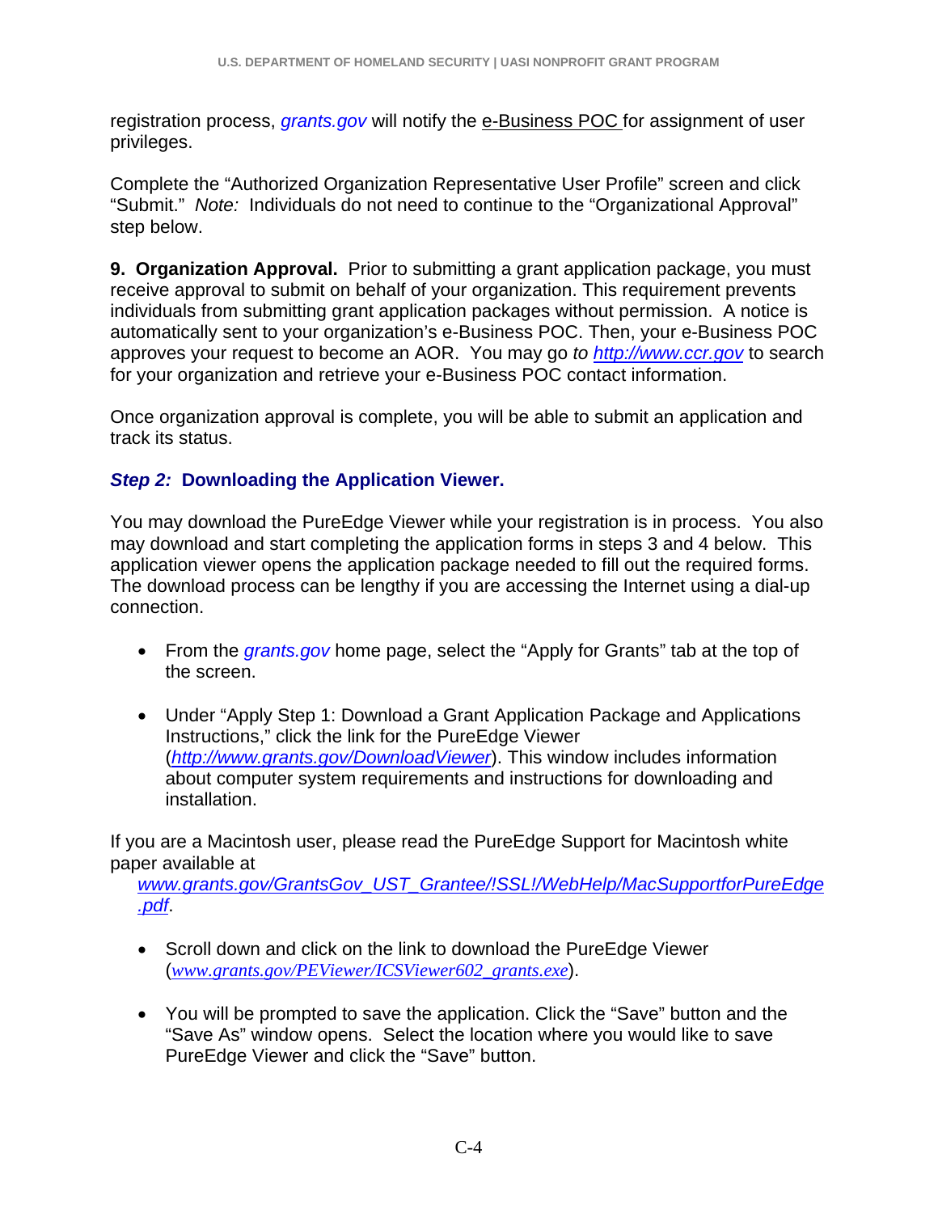registration process, *grants.gov* will notify the e-Business POC for assignment of user privileges.

Complete the "Authorized Organization Representative User Profile" screen and click "Submit." *Note:* Individuals do not need to continue to the "Organizational Approval" step below.

**9. Organization Approval.** Prior to submitting a grant application package, you must receive approval to submit on behalf of your organization. This requirement prevents individuals from submitting grant application packages without permission. A notice is automatically sent to your organization's e-Business POC. Then, your e-Business POC approves your request to become an AOR. You may go *to* *http://www.ccr.gov* to search for your organization and retrieve your e-Business POC contact information.

Once organization approval is complete, you will be able to submit an application and track its status.

### *Step 2:* Downloading the Application Viewer.

You may download the PureEdge Viewer while your registration is in process. You also may download and start completing the application forms in steps 3 and 4 below. This application viewer opens the application package needed to fill out the required forms. The download process can be lengthy if you are accessing the Internet using a dial-up connection.

- From the *grants.gov* home page, select the "Apply for Grants" tab at the top of the screen.
- Under "Apply Step 1: Download a Grant Application Package and Applications Instructions," click the link for the PureEdge Viewer (*http://www.grants.gov/DownloadViewer*). This window includes information about computer system requirements and instructions for downloading and installation.

If you are a Macintosh user, please read the PureEdge Support for Macintosh white paper available at *www.grants.gov/GrantsGov_UST_Grantee/!SSL!/WebHelp/MacSupportforPureEdge.pdf*.

- Scroll down and click on the link to download the PureEdge Viewer (*www.grants.gov/PEViewer/ICSViewer602_grants.exe*).
- You will be prompted to save the application. Click the "Save" button and the "Save As" window opens. Select the location where you would like to save PureEdge Viewer and click the "Save" button.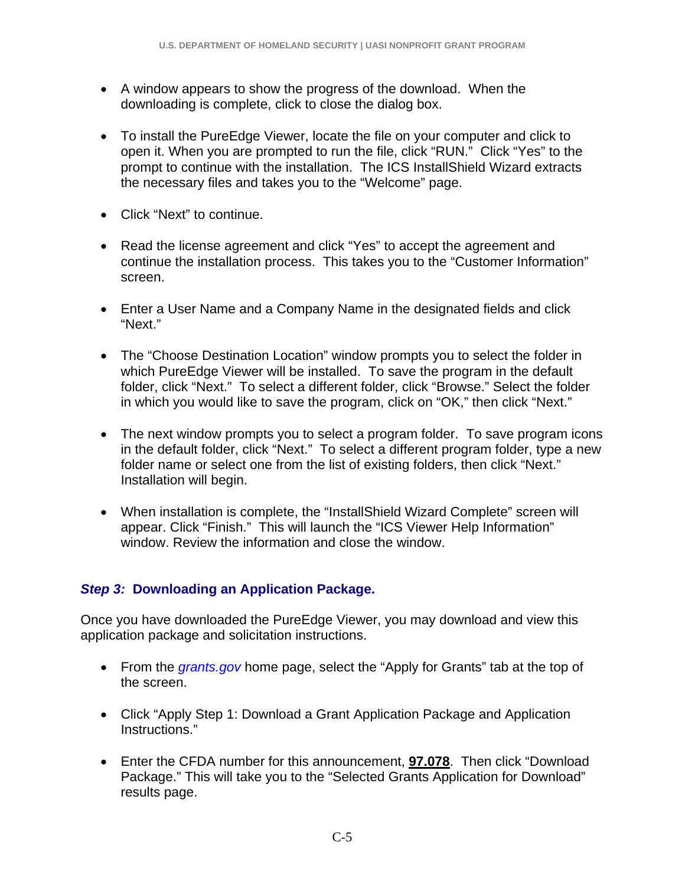- A window appears to show the progress of the download. When the downloading is complete, click to close the dialog box.

- To install the PureEdge Viewer, locate the file on your computer and click to open it. When you are prompted to run the file, click "RUN." Click "Yes" to the prompt to continue with the installation. The ICS InstallShield Wizard extracts the necessary files and takes you to the "Welcome" page.

- Click "Next" to continue.

- Read the license agreement and click "Yes" to accept the agreement and continue the installation process. This takes you to the "Customer Information" screen.

- Enter a User Name and a Company Name in the designated fields and click "Next."

- The "Choose Destination Location" window prompts you to select the folder in which PureEdge Viewer will be installed. To save the program in the default folder, click "Next." To select a different folder, click "Browse." Select the folder in which you would like to save the program, click on "OK," then click "Next."

- The next window prompts you to select a program folder. To save program icons in the default folder, click "Next." To select a different program folder, type a new folder name or select one from the list of existing folders, then click "Next." Installation will begin.

- When installation is complete, the "InstallShield Wizard Complete" screen will appear. Click "Finish." This will launch the "ICS Viewer Help Information" window. Review the information and close the window.

### *Step 3:* Downloading an Application Package.

Once you have downloaded the PureEdge Viewer, you may download and view this application package and solicitation instructions.

- From the *grants.gov* home page, select the "Apply for Grants" tab at the top of the screen.

- Click "Apply Step 1: Download a Grant Application Package and Application Instructions."

- Enter the CFDA number for this announcement, **97.078**. Then click "Download Package." This will take you to the "Selected Grants Application for Download" results page.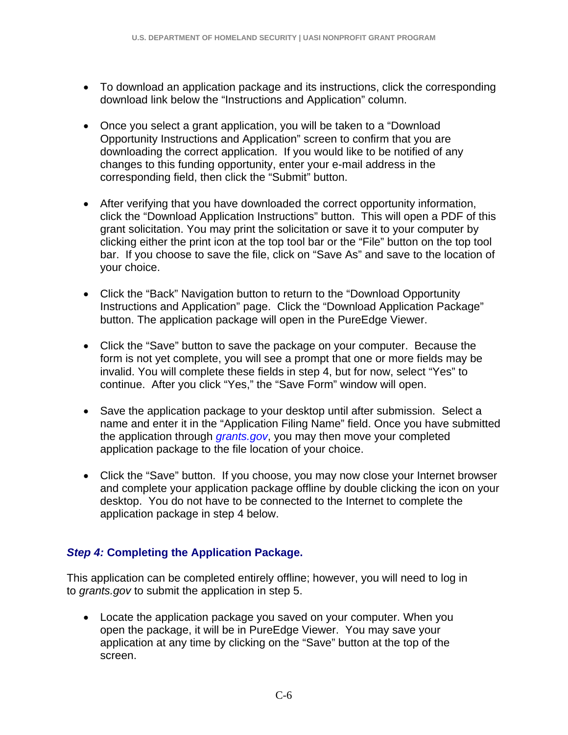- To download an application package and its instructions, click the corresponding download link below the "Instructions and Application" column.

- Once you select a grant application, you will be taken to a "Download Opportunity Instructions and Application" screen to confirm that you are downloading the correct application. If you would like to be notified of any changes to this funding opportunity, enter your e-mail address in the corresponding field, then click the "Submit" button.

- After verifying that you have downloaded the correct opportunity information, click the "Download Application Instructions" button. This will open a PDF of this grant solicitation. You may print the solicitation or save it to your computer by clicking either the print icon at the top tool bar or the "File" button on the top tool bar. If you choose to save the file, click on "Save As" and save to the location of your choice.

- Click the "Back" Navigation button to return to the "Download Opportunity Instructions and Application" page. Click the "Download Application Package" button. The application package will open in the PureEdge Viewer.

- Click the "Save" button to save the package on your computer. Because the form is not yet complete, you will see a prompt that one or more fields may be invalid. You will complete these fields in step 4, but for now, select "Yes" to continue. After you click "Yes," the "Save Form" window will open.

- Save the application package to your desktop until after submission. Select a name and enter it in the "Application Filing Name" field. Once you have submitted the application through *grants.gov*, you may then move your completed application package to the file location of your choice.

- Click the "Save" button. If you choose, you may now close your Internet browser and complete your application package offline by double clicking the icon on your desktop. You do not have to be connected to the Internet to complete the application package in step 4 below.

### *Step 4:* Completing the Application Package.

This application can be completed entirely offline; however, you will need to log in to *grants.gov* to submit the application in step 5.

- Locate the application package you saved on your computer. When you open the package, it will be in PureEdge Viewer. You may save your application at any time by clicking on the "Save" button at the top of the screen.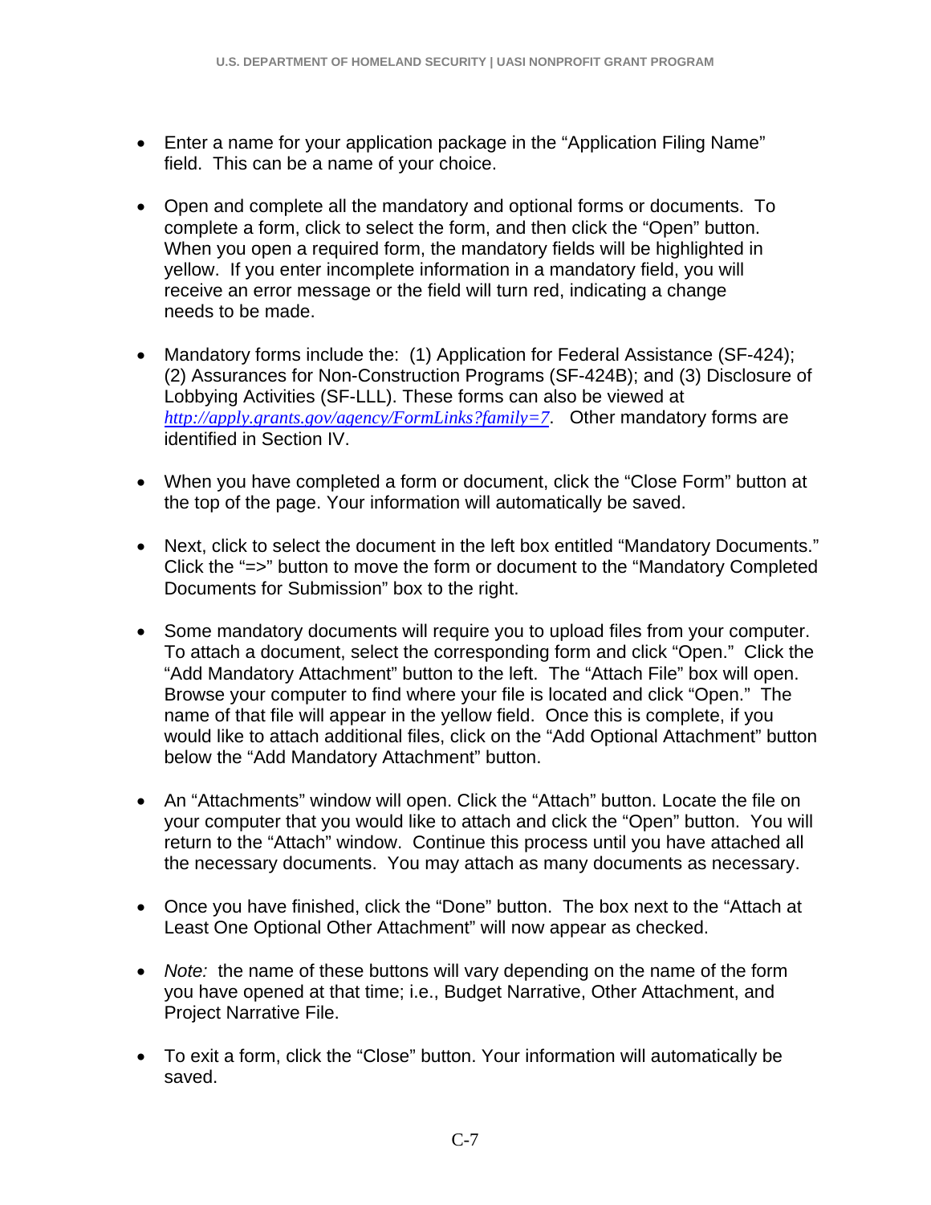- Enter a name for your application package in the “Application Filing Name” field. This can be a name of your choice.

- Open and complete all the mandatory and optional forms or documents. To complete a form, click to select the form, and then click the “Open” button. When you open a required form, the mandatory fields will be highlighted in yellow. If you enter incomplete information in a mandatory field, you will receive an error message or the field will turn red, indicating a change needs to be made.

- Mandatory forms include the: (1) Application for Federal Assistance (SF-424); (2) Assurances for Non-Construction Programs (SF-424B); and (3) Disclosure of Lobbying Activities (SF-LLL). These forms can also be viewed at *http://apply.grants.gov/agency/FormLinks?family=7*. Other mandatory forms are identified in Section IV.

- When you have completed a form or document, click the “Close Form” button at the top of the page. Your information will automatically be saved.

- Next, click to select the document in the left box entitled “Mandatory Documents.” Click the “=>” button to move the form or document to the “Mandatory Completed Documents for Submission” box to the right.

- Some mandatory documents will require you to upload files from your computer. To attach a document, select the corresponding form and click “Open.” Click the “Add Mandatory Attachment” button to the left. The “Attach File” box will open. Browse your computer to find where your file is located and click “Open.” The name of that file will appear in the yellow field. Once this is complete, if you would like to attach additional files, click on the “Add Optional Attachment” button below the “Add Mandatory Attachment” button.

- An “Attachments” window will open. Click the “Attach” button. Locate the file on your computer that you would like to attach and click the “Open” button. You will return to the “Attach” window. Continue this process until you have attached all the necessary documents. You may attach as many documents as necessary.

- Once you have finished, click the “Done” button. The box next to the “Attach at Least One Optional Other Attachment” will now appear as checked.

- *Note:* the name of these buttons will vary depending on the name of the form you have opened at that time; i.e., Budget Narrative, Other Attachment, and Project Narrative File.

- To exit a form, click the “Close” button. Your information will automatically be saved.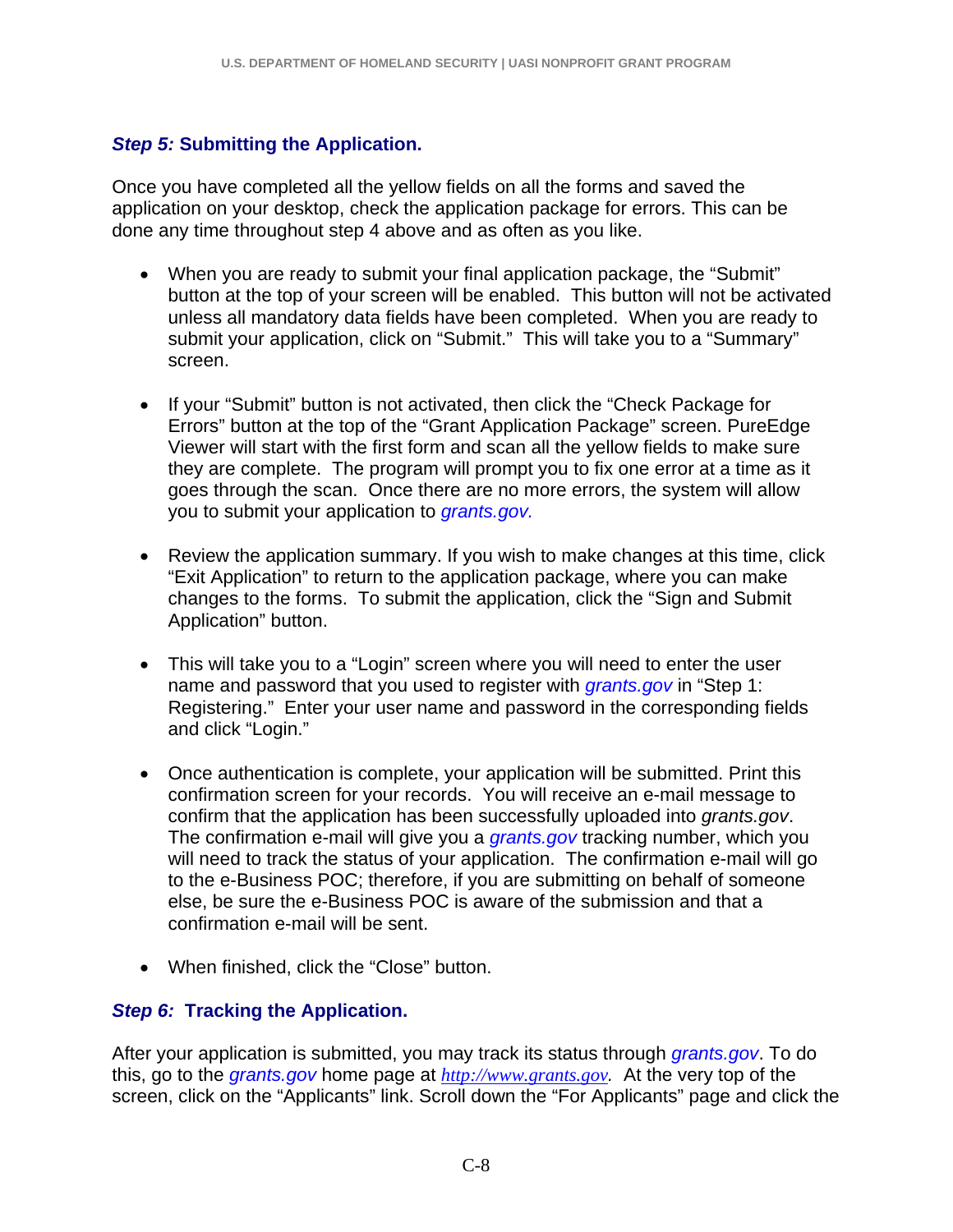### *Step 5:* Submitting the Application.

Once you have completed all the yellow fields on all the forms and saved the application on your desktop, check the application package for errors. This can be done any time throughout step 4 above and as often as you like.

- When you are ready to submit your final application package, the "Submit" button at the top of your screen will be enabled. This button will not be activated unless all mandatory data fields have been completed. When you are ready to submit your application, click on "Submit." This will take you to a "Summary" screen.

- If your "Submit" button is not activated, then click the "Check Package for Errors" button at the top of the "Grant Application Package" screen. PureEdge Viewer will start with the first form and scan all the yellow fields to make sure they are complete. The program will prompt you to fix one error at a time as it goes through the scan. Once there are no more errors, the system will allow you to submit your application to *grants.gov.*

- Review the application summary. If you wish to make changes at this time, click "Exit Application" to return to the application package, where you can make changes to the forms. To submit the application, click the "Sign and Submit Application" button.

- This will take you to a "Login" screen where you will need to enter the user name and password that you used to register with *grants.gov* in "Step 1: Registering." Enter your user name and password in the corresponding fields and click "Login."

- Once authentication is complete, your application will be submitted. Print this confirmation screen for your records. You will receive an e-mail message to confirm that the application has been successfully uploaded into *grants.gov*. The confirmation e-mail will give you a *grants.gov* tracking number, which you will need to track the status of your application. The confirmation e-mail will go to the e-Business POC; therefore, if you are submitting on behalf of someone else, be sure the e-Business POC is aware of the submission and that a confirmation e-mail will be sent.

- When finished, click the "Close" button.

### *Step 6:* Tracking the Application.

After your application is submitted, you may track its status through *grants.gov*. To do this, go to the *grants.gov* home page at *http://www.grants.gov.* At the very top of the screen, click on the "Applicants" link. Scroll down the "For Applicants" page and click the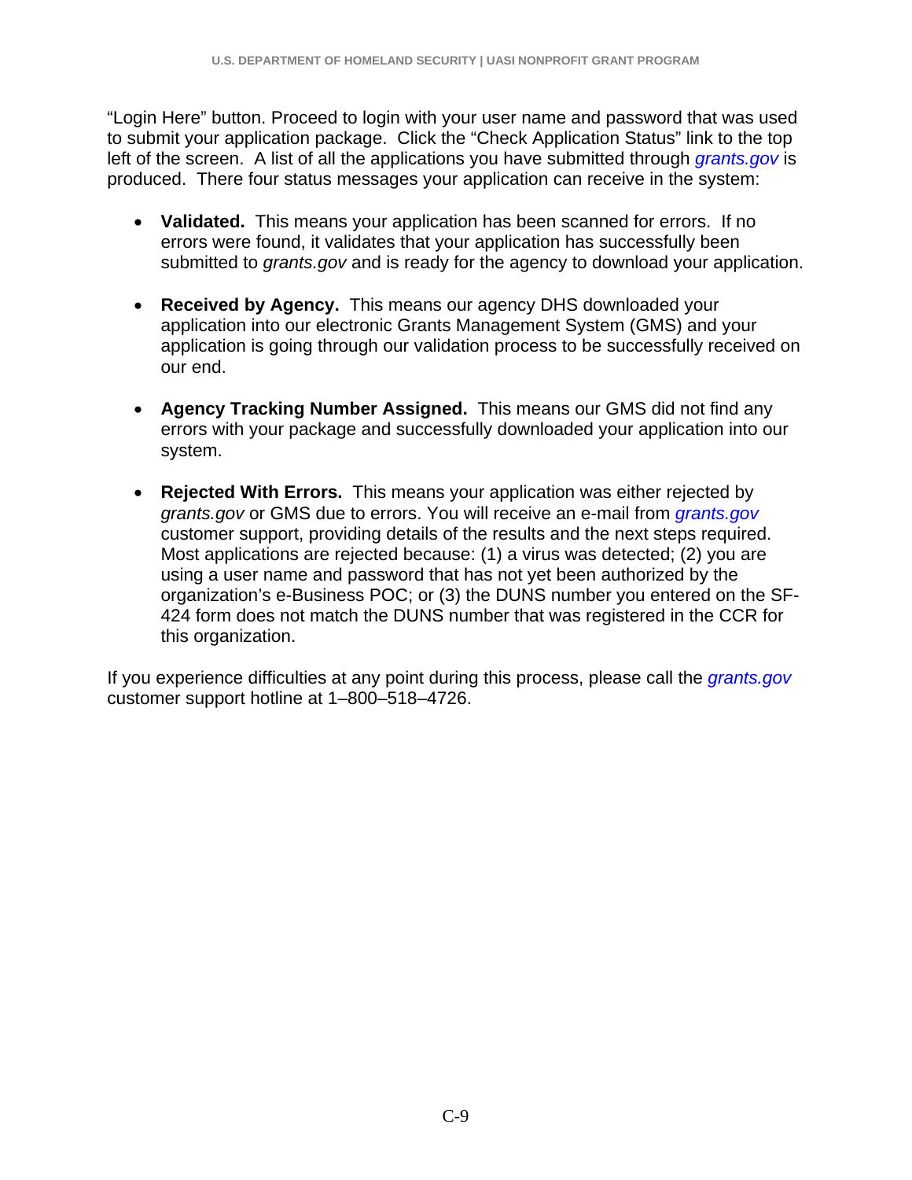"Login Here" button. Proceed to login with your user name and password that was used to submit your application package. Click the "Check Application Status" link to the top left of the screen. A list of all the applications you have submitted through *grants.gov* is produced. There four status messages your application can receive in the system:

- **Validated.** This means your application has been scanned for errors. If no errors were found, it validates that your application has successfully been submitted to *grants.gov* and is ready for the agency to download your application.

- **Received by Agency.** This means our agency DHS downloaded your application into our electronic Grants Management System (GMS) and your application is going through our validation process to be successfully received on our end.

- **Agency Tracking Number Assigned.** This means our GMS did not find any errors with your package and successfully downloaded your application into our system.

- **Rejected With Errors.** This means your application was either rejected by *grants.gov* or GMS due to errors. You will receive an e-mail from *grants.gov* customer support, providing details of the results and the next steps required. Most applications are rejected because: (1) a virus was detected; (2) you are using a user name and password that has not yet been authorized by the organization's e-Business POC; or (3) the DUNS number you entered on the SF-424 form does not match the DUNS number that was registered in the CCR for this organization.

If you experience difficulties at any point during this process, please call the *grants.gov* customer support hotline at 1–800–518–4726.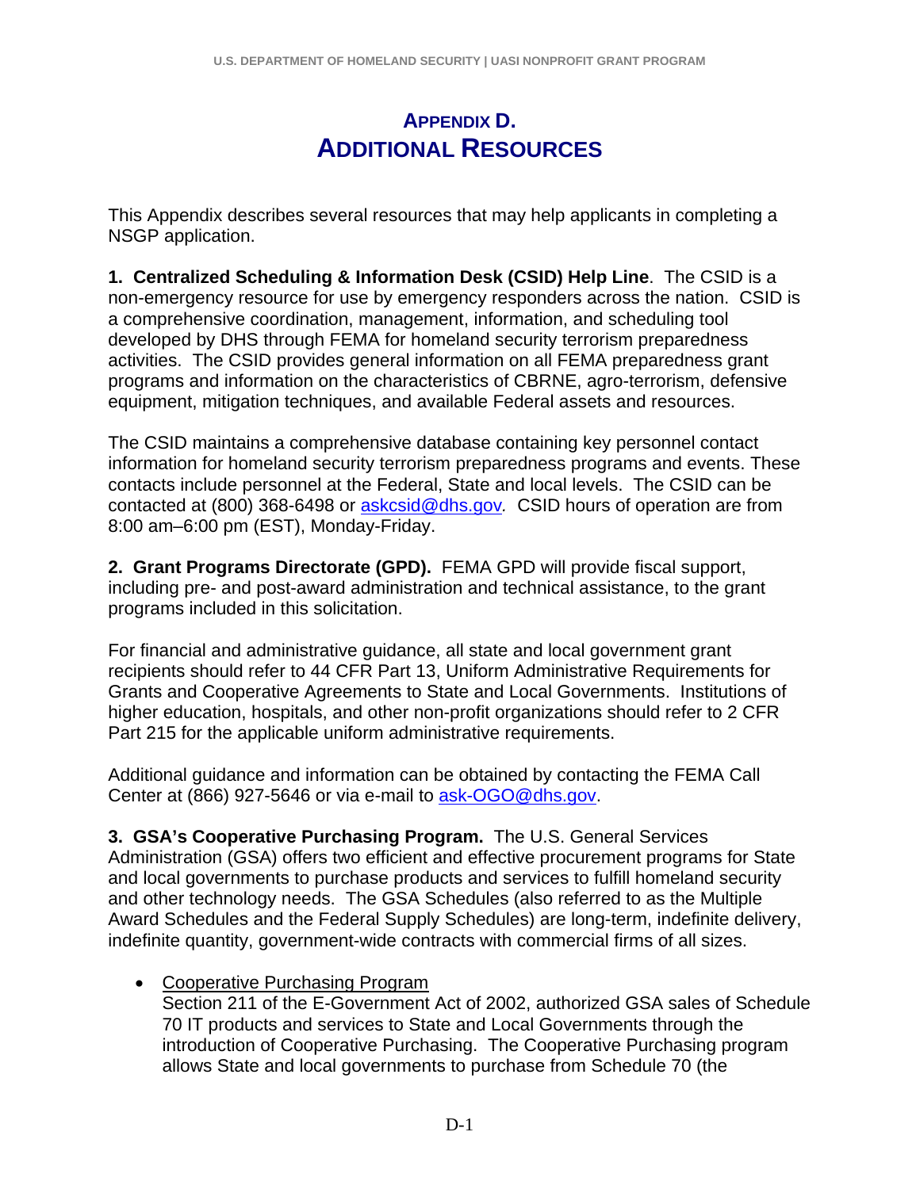# APPENDIX D.
# ADDITIONAL RESOURCES

This Appendix describes several resources that may help applicants in completing a NSGP application.

**1. Centralized Scheduling & Information Desk (CSID) Help Line**. The CSID is a non-emergency resource for use by emergency responders across the nation. CSID is a comprehensive coordination, management, information, and scheduling tool developed by DHS through FEMA for homeland security terrorism preparedness activities. The CSID provides general information on all FEMA preparedness grant programs and information on the characteristics of CBRNE, agro-terrorism, defensive equipment, mitigation techniques, and available Federal assets and resources.

The CSID maintains a comprehensive database containing key personnel contact information for homeland security terrorism preparedness programs and events. These contacts include personnel at the Federal, State and local levels. The CSID can be contacted at (800) 368-6498 or askcsid@dhs.gov. CSID hours of operation are from 8:00 am–6:00 pm (EST), Monday-Friday.

**2. Grant Programs Directorate (GPD).** FEMA GPD will provide fiscal support, including pre- and post-award administration and technical assistance, to the grant programs included in this solicitation.

For financial and administrative guidance, all state and local government grant recipients should refer to 44 CFR Part 13, Uniform Administrative Requirements for Grants and Cooperative Agreements to State and Local Governments. Institutions of higher education, hospitals, and other non-profit organizations should refer to 2 CFR Part 215 for the applicable uniform administrative requirements.

Additional guidance and information can be obtained by contacting the FEMA Call Center at (866) 927-5646 or via e-mail to ask-OGO@dhs.gov.

**3. GSA's Cooperative Purchasing Program.** The U.S. General Services Administration (GSA) offers two efficient and effective procurement programs for State and local governments to purchase products and services to fulfill homeland security and other technology needs. The GSA Schedules (also referred to as the Multiple Award Schedules and the Federal Supply Schedules) are long-term, indefinite delivery, indefinite quantity, government-wide contracts with commercial firms of all sizes.

- Cooperative Purchasing Program
  Section 211 of the E-Government Act of 2002, authorized GSA sales of Schedule 70 IT products and services to State and Local Governments through the introduction of Cooperative Purchasing. The Cooperative Purchasing program allows State and local governments to purchase from Schedule 70 (the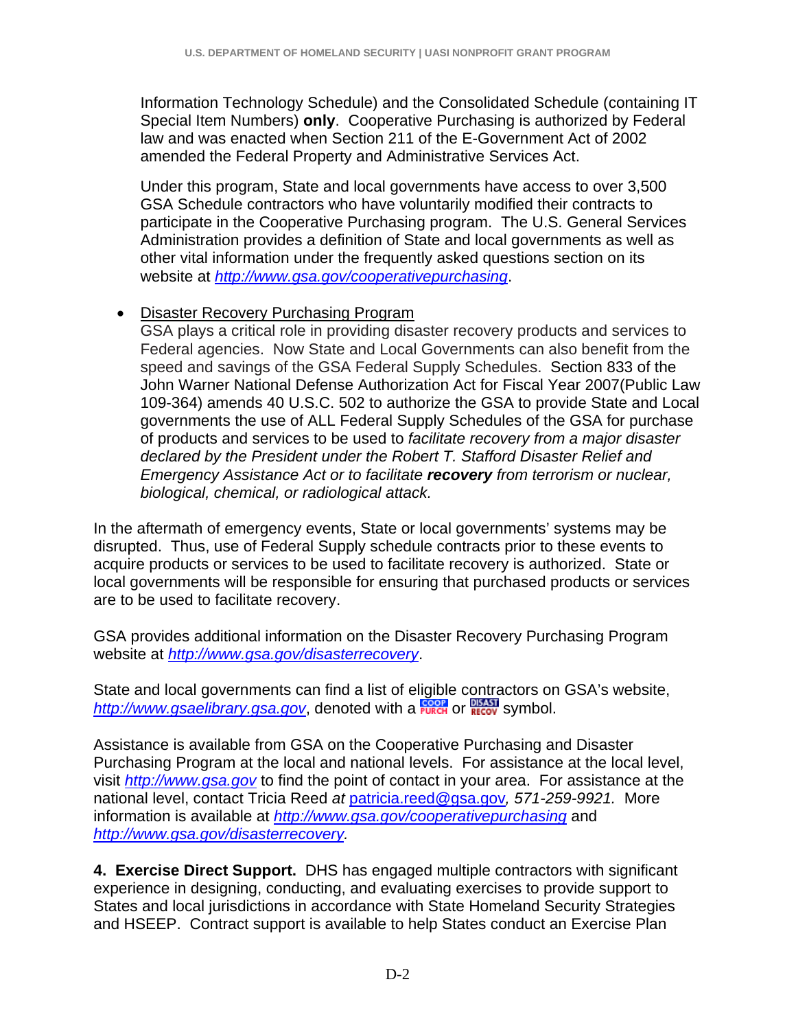Information Technology Schedule) and the Consolidated Schedule (containing IT Special Item Numbers) **only**. Cooperative Purchasing is authorized by Federal law and was enacted when Section 211 of the E-Government Act of 2002 amended the Federal Property and Administrative Services Act.

Under this program, State and local governments have access to over 3,500 GSA Schedule contractors who have voluntarily modified their contracts to participate in the Cooperative Purchasing program. The U.S. General Services Administration provides a definition of State and local governments as well as other vital information under the frequently asked questions section on its website at *http://www.gsa.gov/cooperativepurchasing*.

- Disaster Recovery Purchasing Program
  GSA plays a critical role in providing disaster recovery products and services to Federal agencies. Now State and Local Governments can also benefit from the speed and savings of the GSA Federal Supply Schedules. Section 833 of the John Warner National Defense Authorization Act for Fiscal Year 2007(Public Law 109-364) amends 40 U.S.C. 502 to authorize the GSA to provide State and Local governments the use of ALL Federal Supply Schedules of the GSA for purchase of products and services to be used to *facilitate recovery from a major disaster declared by the President under the Robert T. Stafford Disaster Relief and Emergency Assistance Act or to facilitate* ***recovery*** *from terrorism or nuclear, biological, chemical, or radiological attack.*

In the aftermath of emergency events, State or local governments' systems may be disrupted. Thus, use of Federal Supply schedule contracts prior to these events to acquire products or services to be used to facilitate recovery is authorized. State or local governments will be responsible for ensuring that purchased products or services are to be used to facilitate recovery.

GSA provides additional information on the Disaster Recovery Purchasing Program website at *http://www.gsa.gov/disasterrecovery*.

State and local governments can find a list of eligible contractors on GSA's website, *http://www.gsaelibrary.gsa.gov*, denoted with a COOP PURCH or DISAST RECOV symbol.

Assistance is available from GSA on the Cooperative Purchasing and Disaster Purchasing Program at the local and national levels. For assistance at the local level, visit *http://www.gsa.gov* to find the point of contact in your area. For assistance at the national level, contact Tricia Reed *at* patricia.reed@gsa.gov*, 571-259-9921.* More information is available at *http://www.gsa.gov/cooperativepurchasing* and *http://www.gsa.gov/disasterrecovery.*

**4. Exercise Direct Support.** DHS has engaged multiple contractors with significant experience in designing, conducting, and evaluating exercises to provide support to States and local jurisdictions in accordance with State Homeland Security Strategies and HSEEP. Contract support is available to help States conduct an Exercise Plan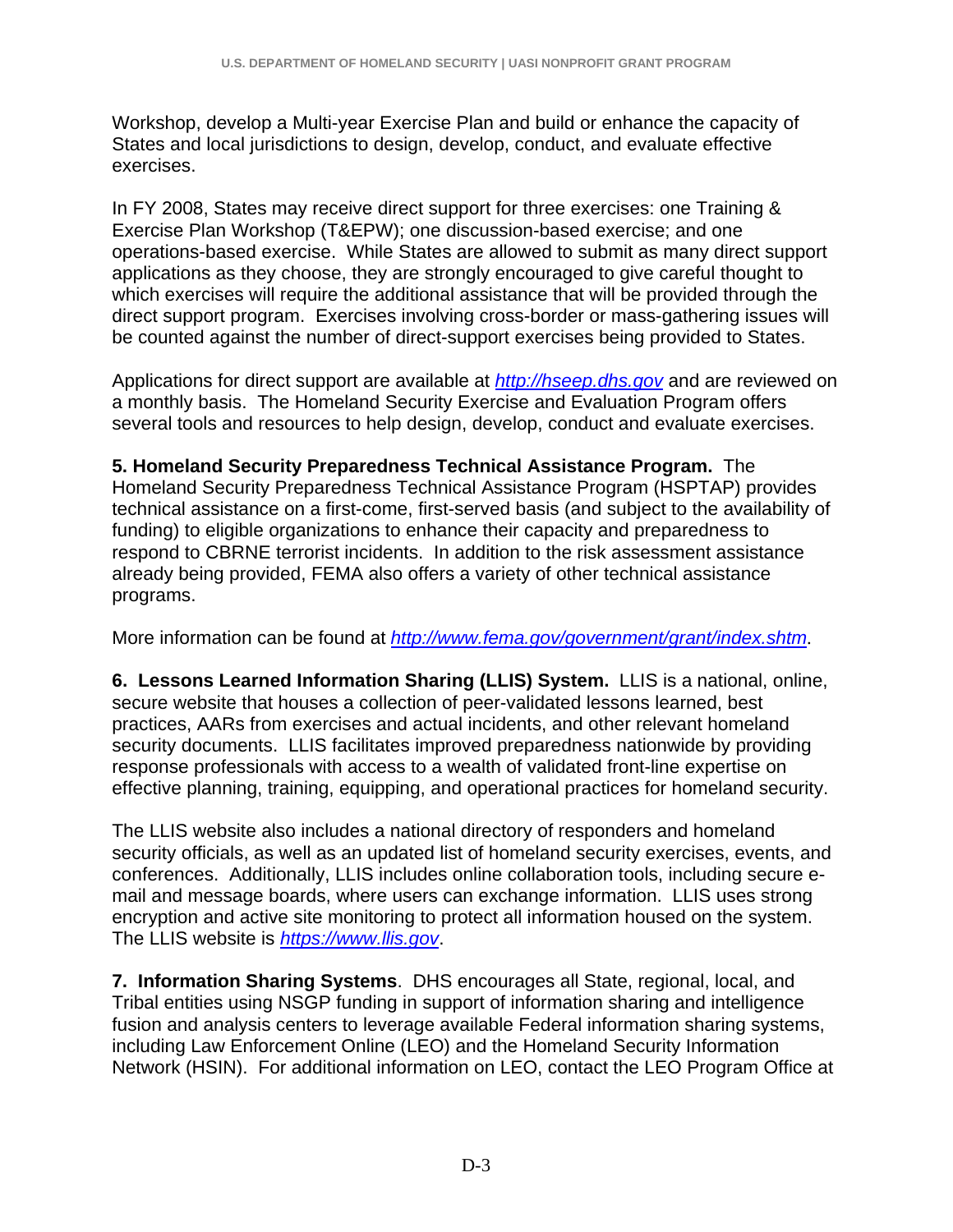Workshop, develop a Multi-year Exercise Plan and build or enhance the capacity of States and local jurisdictions to design, develop, conduct, and evaluate effective exercises.

In FY 2008, States may receive direct support for three exercises: one Training & Exercise Plan Workshop (T&EPW); one discussion-based exercise; and one operations-based exercise. While States are allowed to submit as many direct support applications as they choose, they are strongly encouraged to give careful thought to which exercises will require the additional assistance that will be provided through the direct support program. Exercises involving cross-border or mass-gathering issues will be counted against the number of direct-support exercises being provided to States.

Applications for direct support are available at *http://hseep.dhs.gov* and are reviewed on a monthly basis. The Homeland Security Exercise and Evaluation Program offers several tools and resources to help design, develop, conduct and evaluate exercises.

**5. Homeland Security Preparedness Technical Assistance Program.** The Homeland Security Preparedness Technical Assistance Program (HSPTAP) provides technical assistance on a first-come, first-served basis (and subject to the availability of funding) to eligible organizations to enhance their capacity and preparedness to respond to CBRNE terrorist incidents. In addition to the risk assessment assistance already being provided, FEMA also offers a variety of other technical assistance programs.

More information can be found at *http://www.fema.gov/government/grant/index.shtm*.

**6. Lessons Learned Information Sharing (LLIS) System.** LLIS is a national, online, secure website that houses a collection of peer-validated lessons learned, best practices, AARs from exercises and actual incidents, and other relevant homeland security documents. LLIS facilitates improved preparedness nationwide by providing response professionals with access to a wealth of validated front-line expertise on effective planning, training, equipping, and operational practices for homeland security.

The LLIS website also includes a national directory of responders and homeland security officials, as well as an updated list of homeland security exercises, events, and conferences. Additionally, LLIS includes online collaboration tools, including secure e-mail and message boards, where users can exchange information. LLIS uses strong encryption and active site monitoring to protect all information housed on the system. The LLIS website is *https://www.llis.gov*.

**7. Information Sharing Systems**. DHS encourages all State, regional, local, and Tribal entities using NSGP funding in support of information sharing and intelligence fusion and analysis centers to leverage available Federal information sharing systems, including Law Enforcement Online (LEO) and the Homeland Security Information Network (HSIN). For additional information on LEO, contact the LEO Program Office at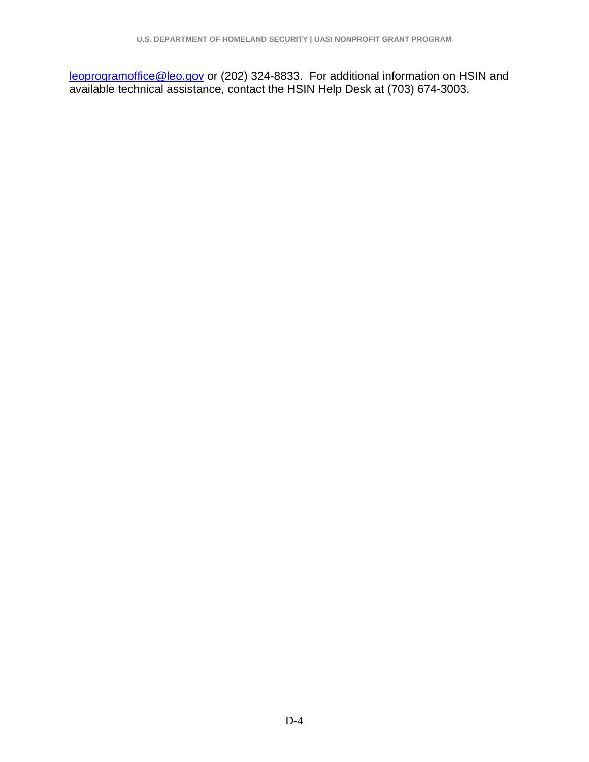leoprogramoffice@leo.gov or (202) 324-8833. For additional information on HSIN and available technical assistance, contact the HSIN Help Desk at (703) 674-3003.